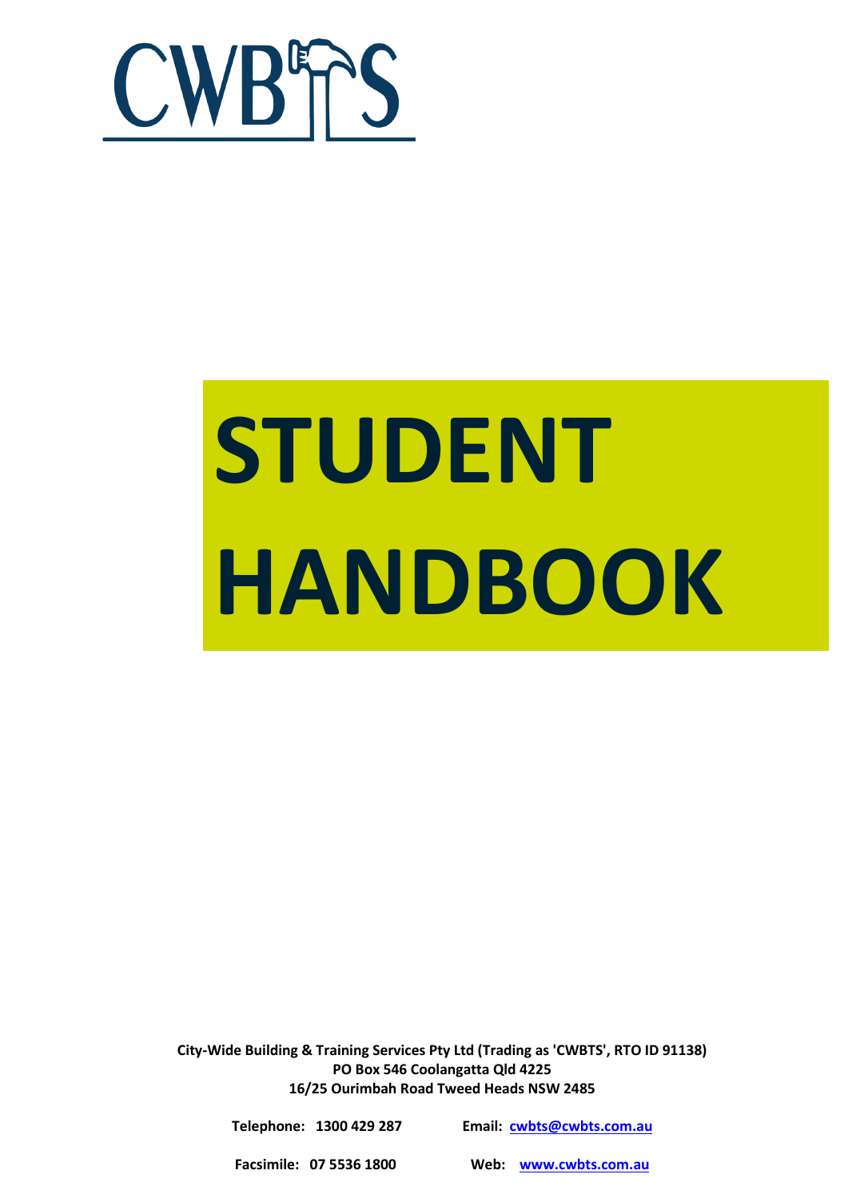CWBTS

# STUDENT HANDBOOK

**City-Wide Building & Training Services Pty Ltd (Trading as 'CWBTS', RTO ID 91138)**
**PO Box 546 Coolangatta Qld 4225**
**16/25 Ourimbah Road Tweed Heads NSW 2485**

**Telephone: 1300 429 287** **Email: cwbts@cwbts.com.au**

**Facsimile: 07 5536 1800** **Web: www.cwbts.com.au**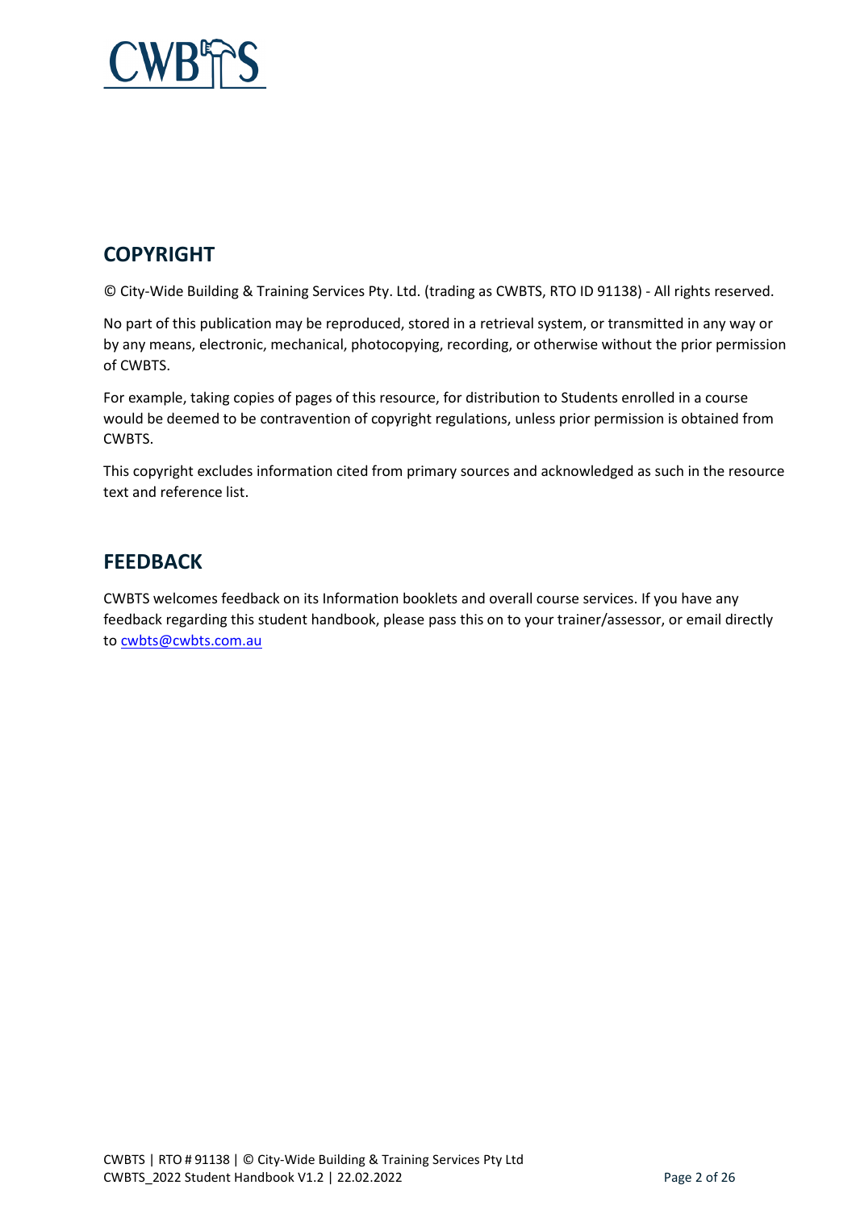## COPYRIGHT

© City-Wide Building & Training Services Pty. Ltd. (trading as CWBTS, RTO ID 91138) - All rights reserved.

No part of this publication may be reproduced, stored in a retrieval system, or transmitted in any way or by any means, electronic, mechanical, photocopying, recording, or otherwise without the prior permission of CWBTS.

For example, taking copies of pages of this resource, for distribution to Students enrolled in a course would be deemed to be contravention of copyright regulations, unless prior permission is obtained from CWBTS.

This copyright excludes information cited from primary sources and acknowledged as such in the resource text and reference list.

## FEEDBACK

CWBTS welcomes feedback on its Information booklets and overall course services. If you have any feedback regarding this student handbook, please pass this on to your trainer/assessor, or email directly to cwbts@cwbts.com.au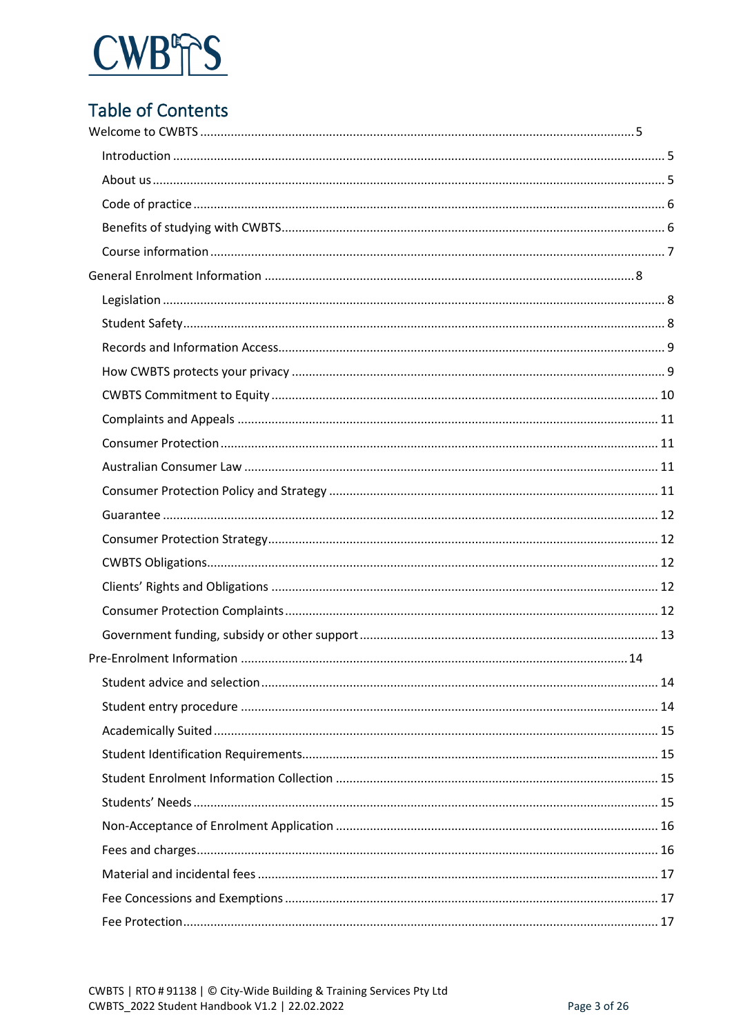CWBTS

# Table of Contents

Welcome to CWBTS ........ 5

- Introduction ........ 5
- About us ........ 5
- Code of practice ........ 6
- Benefits of studying with CWBTS ........ 6
- Course information ........ 7

General Enrolment Information ........ 8

- Legislation ........ 8
- Student Safety ........ 8
- Records and Information Access ........ 9
- How CWBTS protects your privacy ........ 9
- CWBTS Commitment to Equity ........ 10
- Complaints and Appeals ........ 11
- Consumer Protection ........ 11
- Australian Consumer Law ........ 11
- Consumer Protection Policy and Strategy ........ 11
- Guarantee ........ 12
- Consumer Protection Strategy ........ 12
- CWBTS Obligations ........ 12
- Clients' Rights and Obligations ........ 12
- Consumer Protection Complaints ........ 12
- Government funding, subsidy or other support ........ 13

Pre-Enrolment Information ........ 14

- Student advice and selection ........ 14
- Student entry procedure ........ 14
- Academically Suited ........ 15
- Student Identification Requirements ........ 15
- Student Enrolment Information Collection ........ 15
- Students' Needs ........ 15
- Non-Acceptance of Enrolment Application ........ 16
- Fees and charges ........ 16
- Material and incidental fees ........ 17
- Fee Concessions and Exemptions ........ 17
- Fee Protection ........ 17

CWBTS | RTO # 91138 | © City-Wide Building & Training Services Pty Ltd
CWBTS_2022 Student Handbook V1.2 | 22.02.2022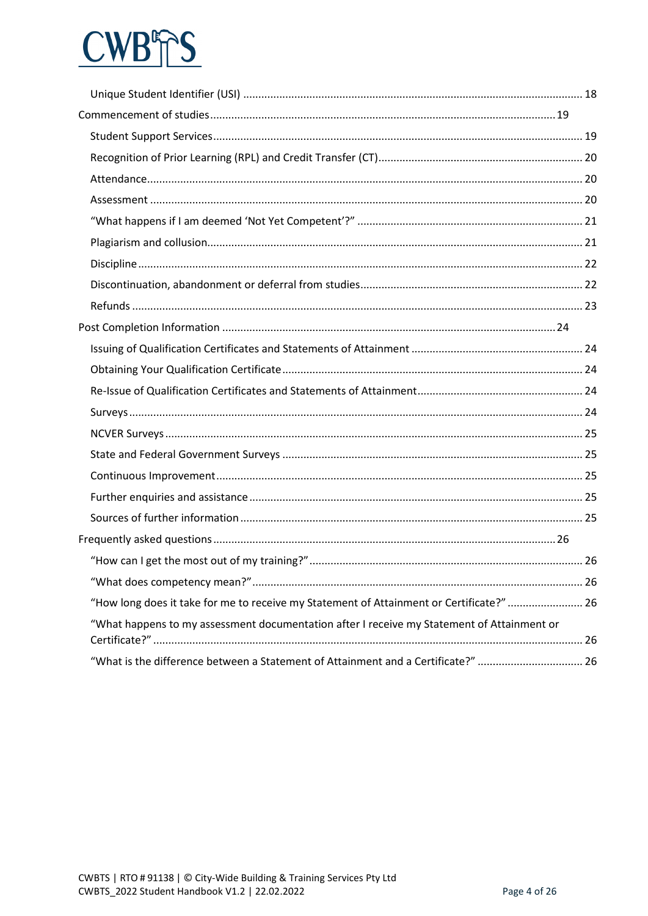Unique Student Identifier (USI) ..... 18

Commencement of studies ..... 19

Student Support Services ..... 19

Recognition of Prior Learning (RPL) and Credit Transfer (CT) ..... 20

Attendance ..... 20

Assessment ..... 20

"What happens if I am deemed 'Not Yet Competent'?" ..... 21

Plagiarism and collusion ..... 21

Discipline ..... 22

Discontinuation, abandonment or deferral from studies ..... 22

Refunds ..... 23

Post Completion Information ..... 24

Issuing of Qualification Certificates and Statements of Attainment ..... 24

Obtaining Your Qualification Certificate ..... 24

Re-Issue of Qualification Certificates and Statements of Attainment ..... 24

Surveys ..... 24

NCVER Surveys ..... 25

State and Federal Government Surveys ..... 25

Continuous Improvement ..... 25

Further enquiries and assistance ..... 25

Sources of further information ..... 25

Frequently asked questions ..... 26

"How can I get the most out of my training?" ..... 26

"What does competency mean?" ..... 26

"How long does it take for me to receive my Statement of Attainment or Certificate?" ..... 26

"What happens to my assessment documentation after I receive my Statement of Attainment or Certificate?" ..... 26

"What is the difference between a Statement of Attainment and a Certificate?" ..... 26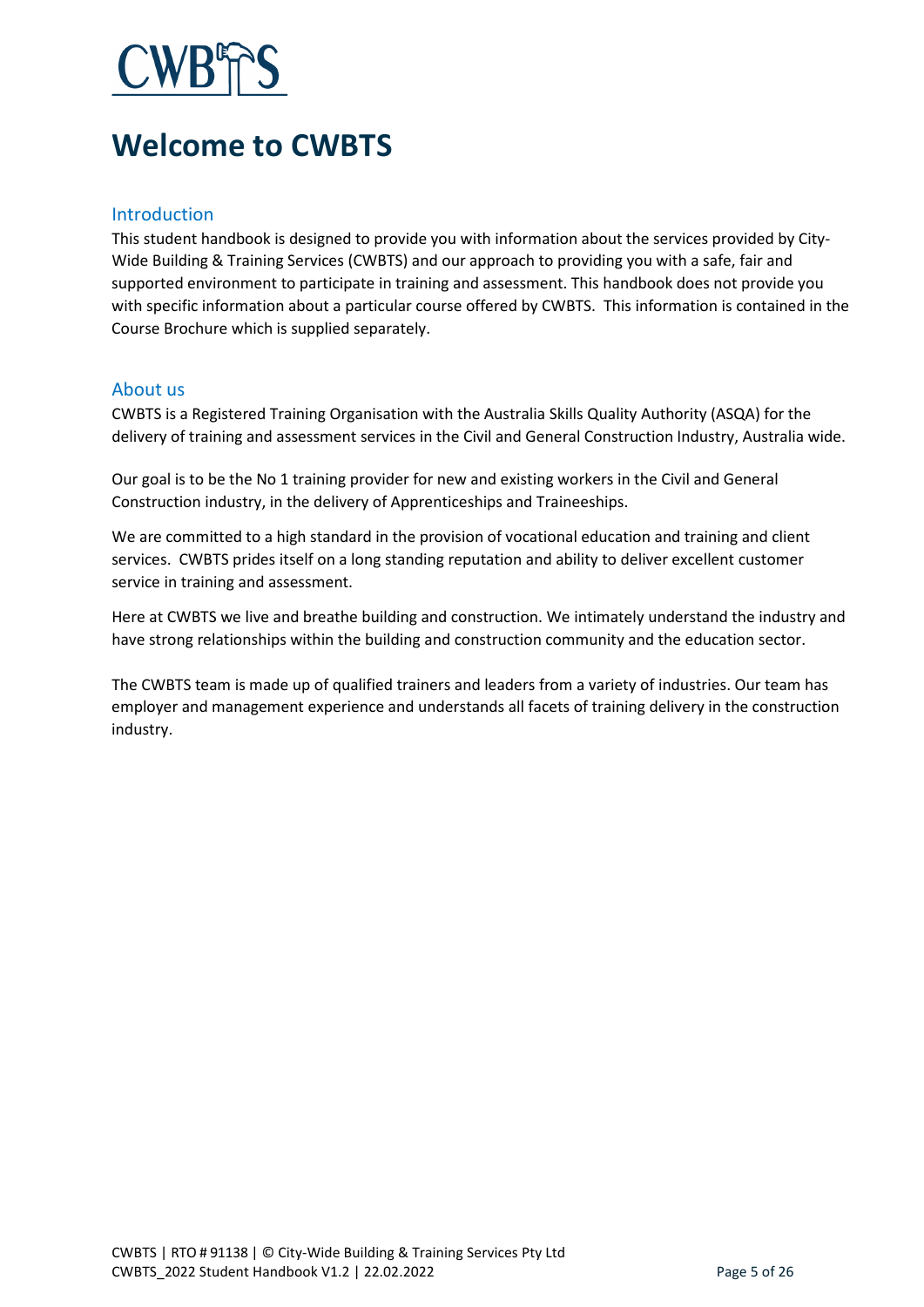# Welcome to CWBTS

## Introduction

This student handbook is designed to provide you with information about the services provided by City-Wide Building & Training Services (CWBTS) and our approach to providing you with a safe, fair and supported environment to participate in training and assessment. This handbook does not provide you with specific information about a particular course offered by CWBTS. This information is contained in the Course Brochure which is supplied separately.

## About us

CWBTS is a Registered Training Organisation with the Australia Skills Quality Authority (ASQA) for the delivery of training and assessment services in the Civil and General Construction Industry, Australia wide.

Our goal is to be the No 1 training provider for new and existing workers in the Civil and General Construction industry, in the delivery of Apprenticeships and Traineeships.

We are committed to a high standard in the provision of vocational education and training and client services. CWBTS prides itself on a long standing reputation and ability to deliver excellent customer service in training and assessment.

Here at CWBTS we live and breathe building and construction. We intimately understand the industry and have strong relationships within the building and construction community and the education sector.

The CWBTS team is made up of qualified trainers and leaders from a variety of industries. Our team has employer and management experience and understands all facets of training delivery in the construction industry.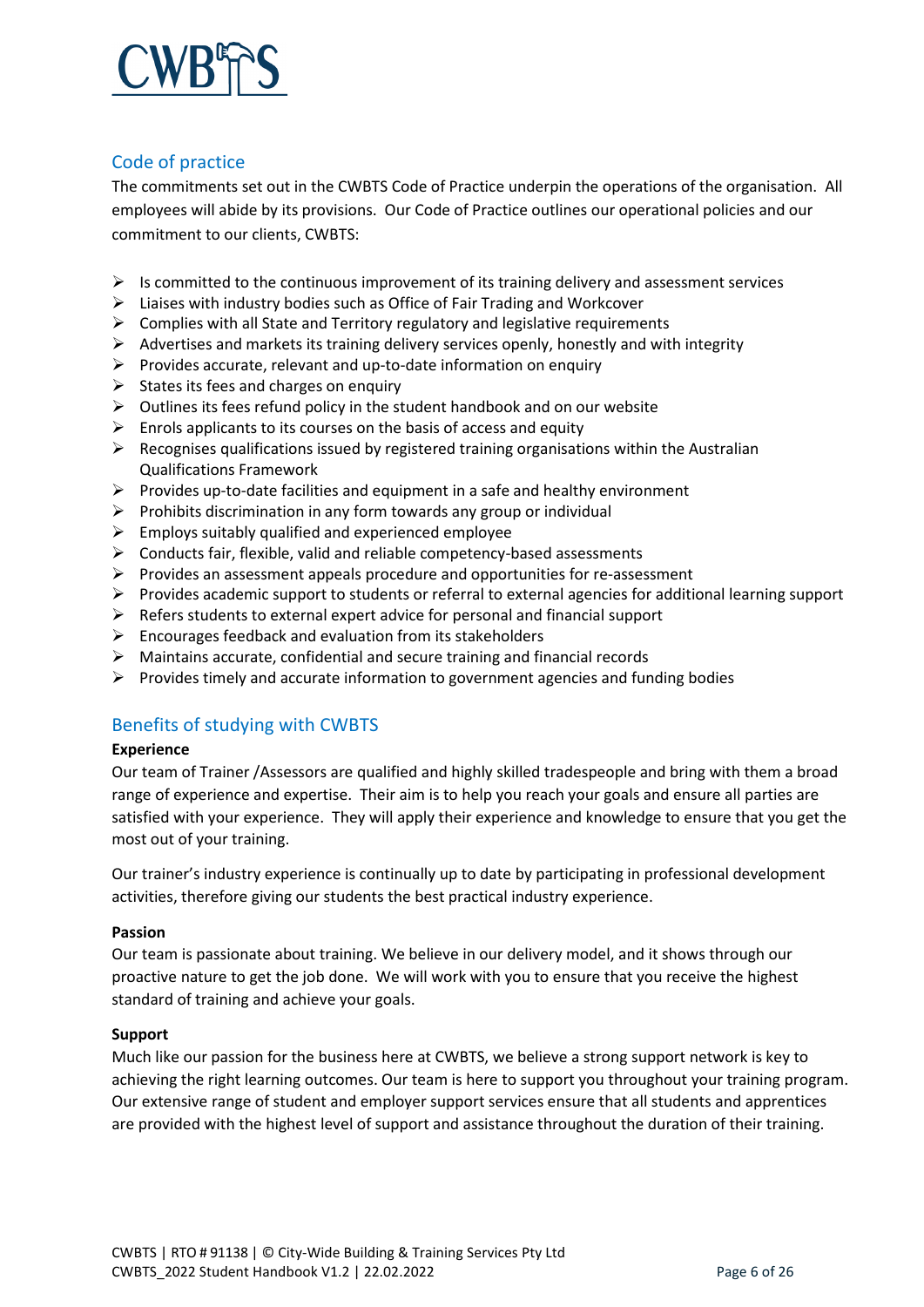## Code of practice

The commitments set out in the CWBTS Code of Practice underpin the operations of the organisation. All employees will abide by its provisions. Our Code of Practice outlines our operational policies and our commitment to our clients, CWBTS:

- Is committed to the continuous improvement of its training delivery and assessment services
- Liaises with industry bodies such as Office of Fair Trading and Workcover
- Complies with all State and Territory regulatory and legislative requirements
- Advertises and markets its training delivery services openly, honestly and with integrity
- Provides accurate, relevant and up-to-date information on enquiry
- States its fees and charges on enquiry
- Outlines its fees refund policy in the student handbook and on our website
- Enrols applicants to its courses on the basis of access and equity
- Recognises qualifications issued by registered training organisations within the Australian Qualifications Framework
- Provides up-to-date facilities and equipment in a safe and healthy environment
- Prohibits discrimination in any form towards any group or individual
- Employs suitably qualified and experienced employee
- Conducts fair, flexible, valid and reliable competency-based assessments
- Provides an assessment appeals procedure and opportunities for re-assessment
- Provides academic support to students or referral to external agencies for additional learning support
- Refers students to external expert advice for personal and financial support
- Encourages feedback and evaluation from its stakeholders
- Maintains accurate, confidential and secure training and financial records
- Provides timely and accurate information to government agencies and funding bodies

## Benefits of studying with CWBTS

**Experience**

Our team of Trainer /Assessors are qualified and highly skilled tradespeople and bring with them a broad range of experience and expertise. Their aim is to help you reach your goals and ensure all parties are satisfied with your experience. They will apply their experience and knowledge to ensure that you get the most out of your training.

Our trainer's industry experience is continually up to date by participating in professional development activities, therefore giving our students the best practical industry experience.

**Passion**

Our team is passionate about training. We believe in our delivery model, and it shows through our proactive nature to get the job done. We will work with you to ensure that you receive the highest standard of training and achieve your goals.

**Support**

Much like our passion for the business here at CWBTS, we believe a strong support network is key to achieving the right learning outcomes. Our team is here to support you throughout your training program. Our extensive range of student and employer support services ensure that all students and apprentices are provided with the highest level of support and assistance throughout the duration of their training.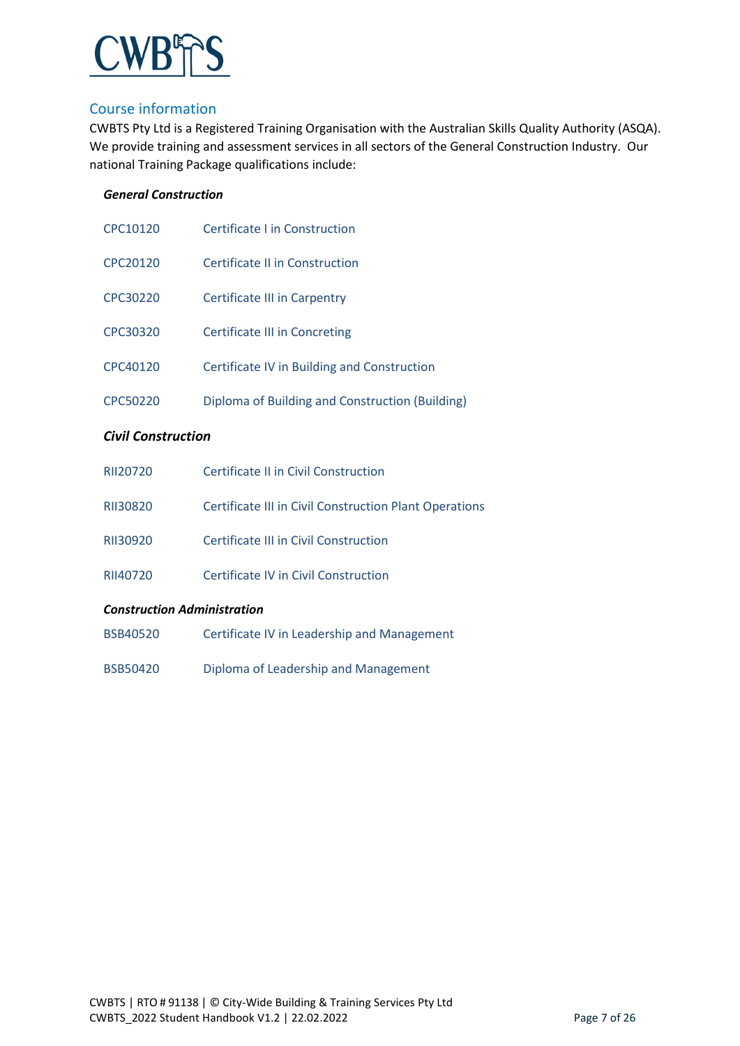## Course information

CWBTS Pty Ltd is a Registered Training Organisation with the Australian Skills Quality Authority (ASQA). We provide training and assessment services in all sectors of the General Construction Industry. Our national Training Package qualifications include:

***General Construction***

| | |
|---|---|
| CPC10120 | Certificate I in Construction |
| CPC20120 | Certificate II in Construction |
| CPC30220 | Certificate III in Carpentry |
| CPC30320 | Certificate III in Concreting |
| CPC40120 | Certificate IV in Building and Construction |
| CPC50220 | Diploma of Building and Construction (Building) |

***Civil Construction***

| | |
|---|---|
| RII20720 | Certificate II in Civil Construction |
| RII30820 | Certificate III in Civil Construction Plant Operations |
| RII30920 | Certificate III in Civil Construction |
| RII40720 | Certificate IV in Civil Construction |

***Construction Administration***

| | |
|---|---|
| BSB40520 | Certificate IV in Leadership and Management |
| BSB50420 | Diploma of Leadership and Management |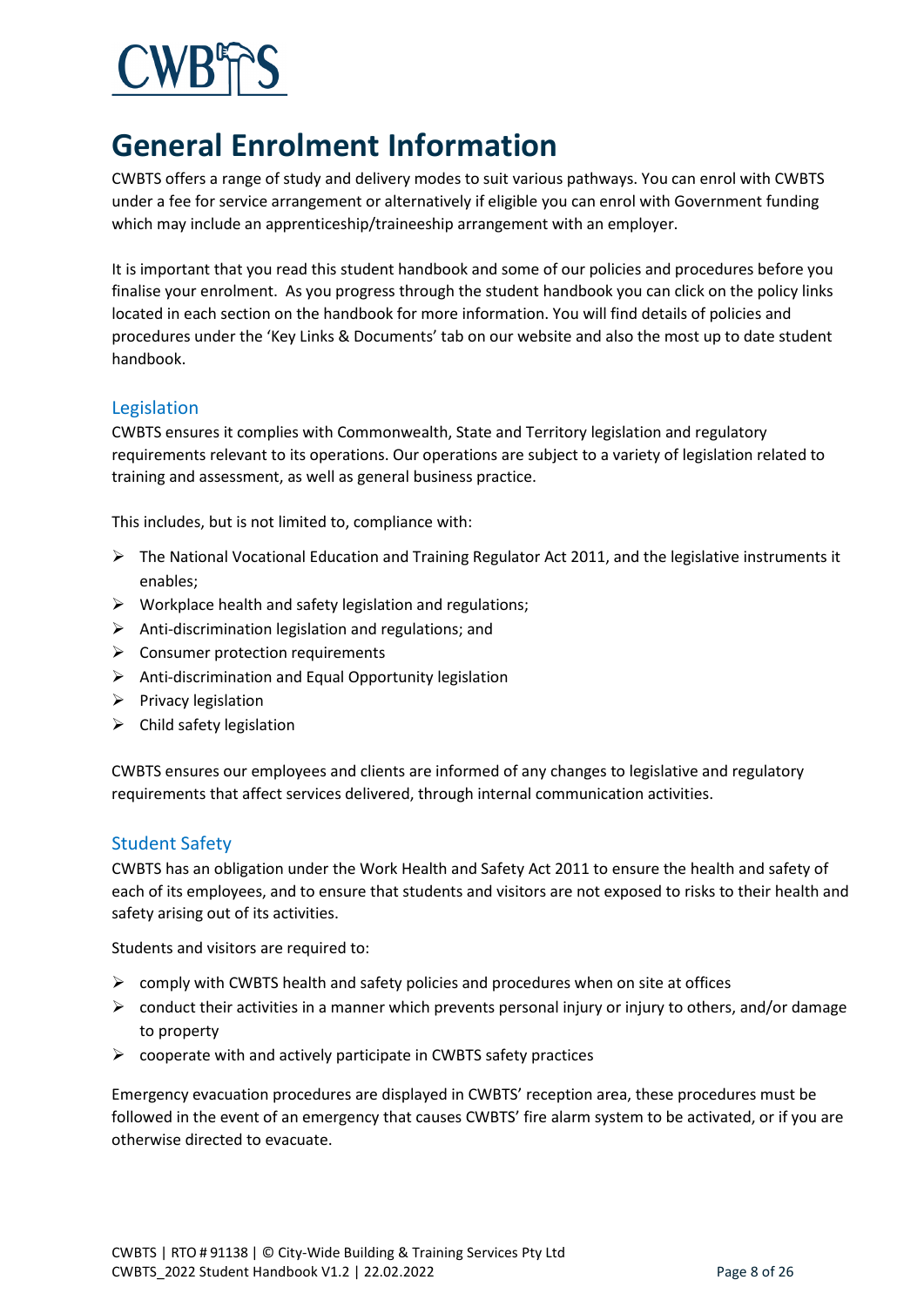# General Enrolment Information

CWBTS offers a range of study and delivery modes to suit various pathways. You can enrol with CWBTS under a fee for service arrangement or alternatively if eligible you can enrol with Government funding which may include an apprenticeship/traineeship arrangement with an employer.

It is important that you read this student handbook and some of our policies and procedures before you finalise your enrolment. As you progress through the student handbook you can click on the policy links located in each section on the handbook for more information. You will find details of policies and procedures under the 'Key Links & Documents' tab on our website and also the most up to date student handbook.

## Legislation

CWBTS ensures it complies with Commonwealth, State and Territory legislation and regulatory requirements relevant to its operations. Our operations are subject to a variety of legislation related to training and assessment, as well as general business practice.

This includes, but is not limited to, compliance with:

- The National Vocational Education and Training Regulator Act 2011, and the legislative instruments it enables;
- Workplace health and safety legislation and regulations;
- Anti-discrimination legislation and regulations; and
- Consumer protection requirements
- Anti-discrimination and Equal Opportunity legislation
- Privacy legislation
- Child safety legislation

CWBTS ensures our employees and clients are informed of any changes to legislative and regulatory requirements that affect services delivered, through internal communication activities.

## Student Safety

CWBTS has an obligation under the Work Health and Safety Act 2011 to ensure the health and safety of each of its employees, and to ensure that students and visitors are not exposed to risks to their health and safety arising out of its activities.

Students and visitors are required to:

- comply with CWBTS health and safety policies and procedures when on site at offices
- conduct their activities in a manner which prevents personal injury or injury to others, and/or damage to property
- cooperate with and actively participate in CWBTS safety practices

Emergency evacuation procedures are displayed in CWBTS' reception area, these procedures must be followed in the event of an emergency that causes CWBTS' fire alarm system to be activated, or if you are otherwise directed to evacuate.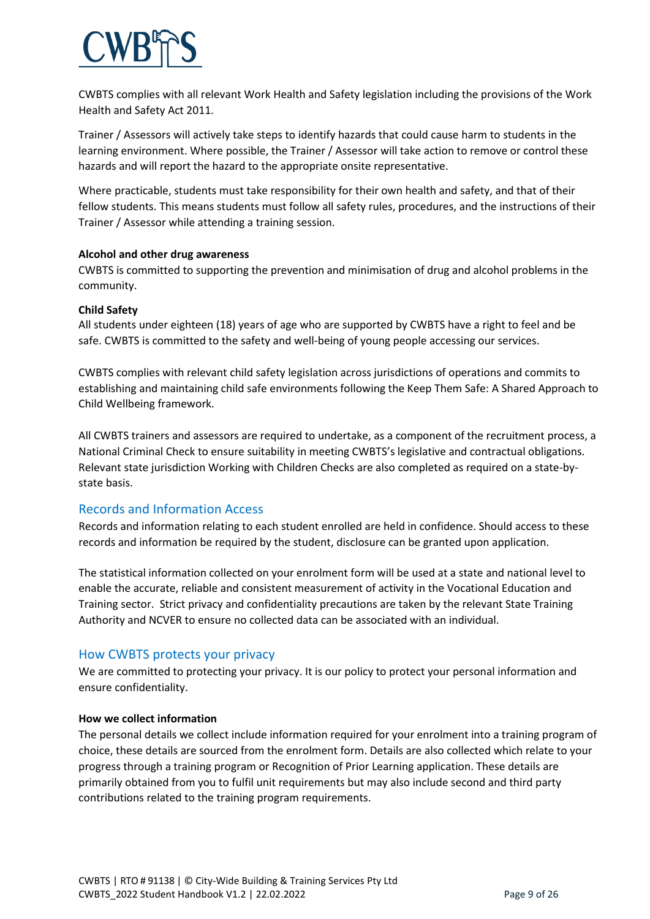CWBTS complies with all relevant Work Health and Safety legislation including the provisions of the Work Health and Safety Act 2011.

Trainer / Assessors will actively take steps to identify hazards that could cause harm to students in the learning environment. Where possible, the Trainer / Assessor will take action to remove or control these hazards and will report the hazard to the appropriate onsite representative.

Where practicable, students must take responsibility for their own health and safety, and that of their fellow students. This means students must follow all safety rules, procedures, and the instructions of their Trainer / Assessor while attending a training session.

**Alcohol and other drug awareness**

CWBTS is committed to supporting the prevention and minimisation of drug and alcohol problems in the community.

**Child Safety**

All students under eighteen (18) years of age who are supported by CWBTS have a right to feel and be safe. CWBTS is committed to the safety and well-being of young people accessing our services.

CWBTS complies with relevant child safety legislation across jurisdictions of operations and commits to establishing and maintaining child safe environments following the Keep Them Safe: A Shared Approach to Child Wellbeing framework.

All CWBTS trainers and assessors are required to undertake, as a component of the recruitment process, a National Criminal Check to ensure suitability in meeting CWBTS's legislative and contractual obligations. Relevant state jurisdiction Working with Children Checks are also completed as required on a state-by-state basis.

## Records and Information Access

Records and information relating to each student enrolled are held in confidence. Should access to these records and information be required by the student, disclosure can be granted upon application.

The statistical information collected on your enrolment form will be used at a state and national level to enable the accurate, reliable and consistent measurement of activity in the Vocational Education and Training sector. Strict privacy and confidentiality precautions are taken by the relevant State Training Authority and NCVER to ensure no collected data can be associated with an individual.

## How CWBTS protects your privacy

We are committed to protecting your privacy. It is our policy to protect your personal information and ensure confidentiality.

**How we collect information**

The personal details we collect include information required for your enrolment into a training program of choice, these details are sourced from the enrolment form. Details are also collected which relate to your progress through a training program or Recognition of Prior Learning application. These details are primarily obtained from you to fulfil unit requirements but may also include second and third party contributions related to the training program requirements.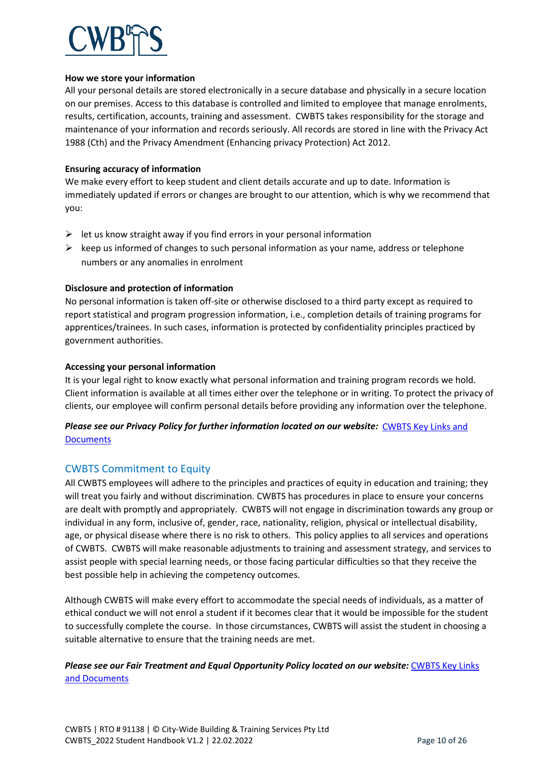### How we store your information

All your personal details are stored electronically in a secure database and physically in a secure location on our premises. Access to this database is controlled and limited to employee that manage enrolments, results, certification, accounts, training and assessment. CWBTS takes responsibility for the storage and maintenance of your information and records seriously. All records are stored in line with the Privacy Act 1988 (Cth) and the Privacy Amendment (Enhancing privacy Protection) Act 2012.

### Ensuring accuracy of information

We make every effort to keep student and client details accurate and up to date. Information is immediately updated if errors or changes are brought to our attention, which is why we recommend that you:

- let us know straight away if you find errors in your personal information
- keep us informed of changes to such personal information as your name, address or telephone numbers or any anomalies in enrolment

### Disclosure and protection of information

No personal information is taken off-site or otherwise disclosed to a third party except as required to report statistical and program progression information, i.e., completion details of training programs for apprentices/trainees. In such cases, information is protected by confidentiality principles practiced by government authorities.

### Accessing your personal information

It is your legal right to know exactly what personal information and training program records we hold. Client information is available at all times either over the telephone or in writing. To protect the privacy of clients, our employee will confirm personal details before providing any information over the telephone.

***Please see our Privacy Policy for further information located on our website:*** CWBTS Key Links and Documents

## CWBTS Commitment to Equity

All CWBTS employees will adhere to the principles and practices of equity in education and training; they will treat you fairly and without discrimination. CWBTS has procedures in place to ensure your concerns are dealt with promptly and appropriately. CWBTS will not engage in discrimination towards any group or individual in any form, inclusive of, gender, race, nationality, religion, physical or intellectual disability, age, or physical disease where there is no risk to others. This policy applies to all services and operations of CWBTS. CWBTS will make reasonable adjustments to training and assessment strategy, and services to assist people with special learning needs, or those facing particular difficulties so that they receive the best possible help in achieving the competency outcomes.

Although CWBTS will make every effort to accommodate the special needs of individuals, as a matter of ethical conduct we will not enrol a student if it becomes clear that it would be impossible for the student to successfully complete the course. In those circumstances, CWBTS will assist the student in choosing a suitable alternative to ensure that the training needs are met.

***Please see our Fair Treatment and Equal Opportunity Policy located on our website:*** CWBTS Key Links and Documents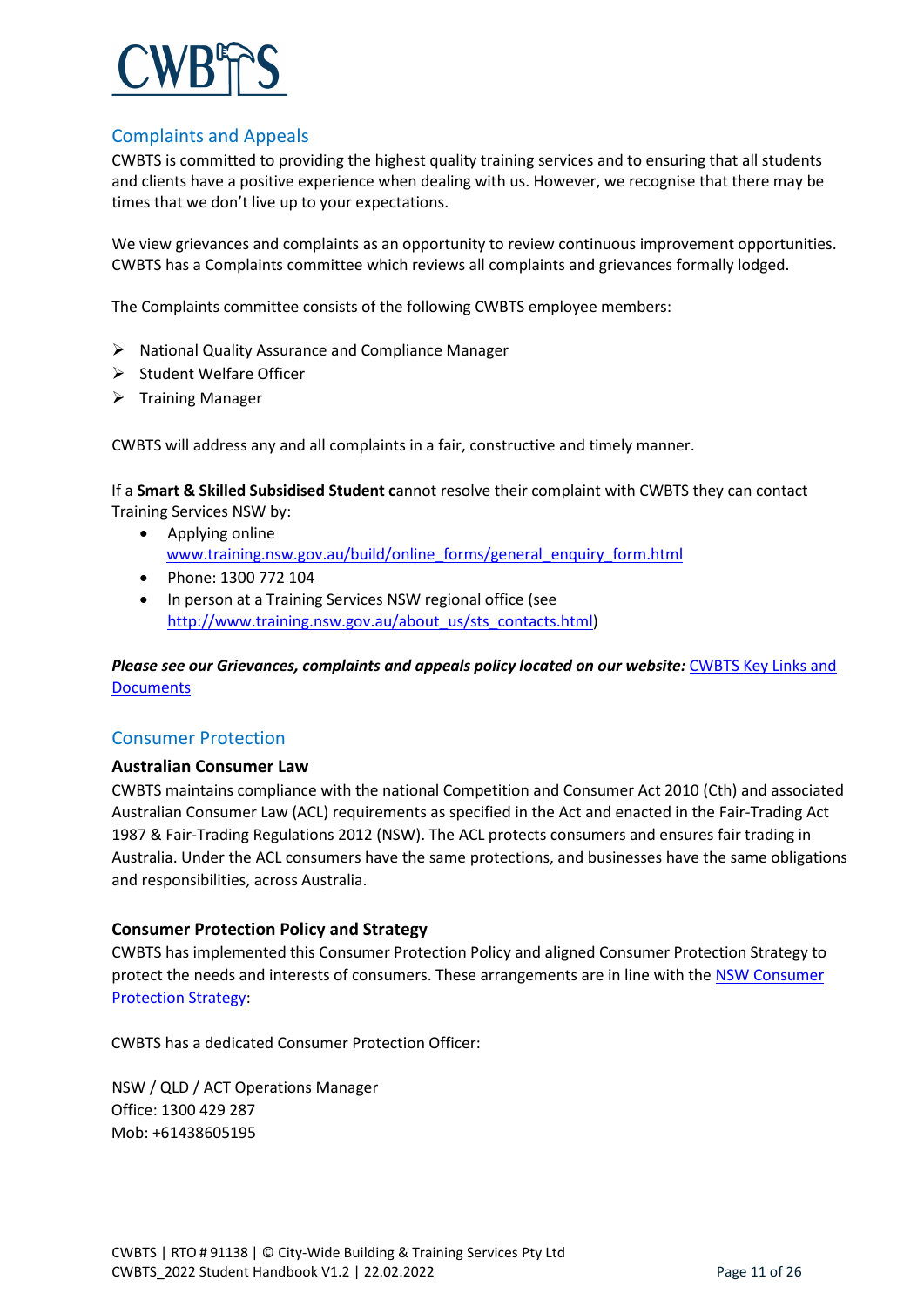## Complaints and Appeals

CWBTS is committed to providing the highest quality training services and to ensuring that all students and clients have a positive experience when dealing with us. However, we recognise that there may be times that we don't live up to your expectations.

We view grievances and complaints as an opportunity to review continuous improvement opportunities. CWBTS has a Complaints committee which reviews all complaints and grievances formally lodged.

The Complaints committee consists of the following CWBTS employee members:

- National Quality Assurance and Compliance Manager
- Student Welfare Officer
- Training Manager

CWBTS will address any and all complaints in a fair, constructive and timely manner.

If a **Smart & Skilled Subsidised Student c**annot resolve their complaint with CWBTS they can contact Training Services NSW by:

- Applying online www.training.nsw.gov.au/build/online_forms/general_enquiry_form.html
- Phone: 1300 772 104
- In person at a Training Services NSW regional office (see http://www.training.nsw.gov.au/about_us/sts_contacts.html)

***Please see our Grievances, complaints and appeals policy located on our website:*** CWBTS Key Links and Documents

## Consumer Protection

### Australian Consumer Law

CWBTS maintains compliance with the national Competition and Consumer Act 2010 (Cth) and associated Australian Consumer Law (ACL) requirements as specified in the Act and enacted in the Fair-Trading Act 1987 & Fair-Trading Regulations 2012 (NSW). The ACL protects consumers and ensures fair trading in Australia. Under the ACL consumers have the same protections, and businesses have the same obligations and responsibilities, across Australia.

### Consumer Protection Policy and Strategy

CWBTS has implemented this Consumer Protection Policy and aligned Consumer Protection Strategy to protect the needs and interests of consumers. These arrangements are in line with the NSW Consumer Protection Strategy:

CWBTS has a dedicated Consumer Protection Officer:

NSW / QLD / ACT Operations Manager
Office: 1300 429 287
Mob: +61438605195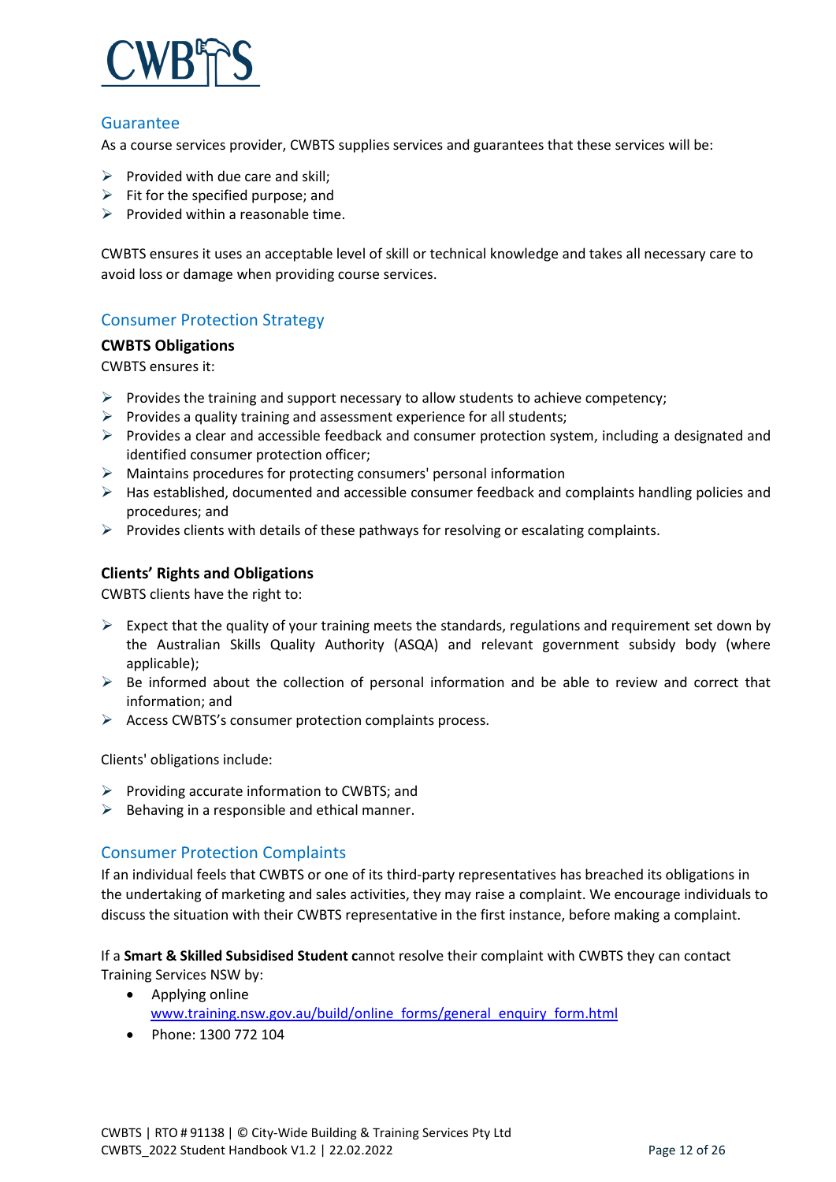## Guarantee

As a course services provider, CWBTS supplies services and guarantees that these services will be:

- Provided with due care and skill;
- Fit for the specified purpose; and
- Provided within a reasonable time.

CWBTS ensures it uses an acceptable level of skill or technical knowledge and takes all necessary care to avoid loss or damage when providing course services.

## Consumer Protection Strategy

**CWBTS Obligations**

CWBTS ensures it:

- Provides the training and support necessary to allow students to achieve competency;
- Provides a quality training and assessment experience for all students;
- Provides a clear and accessible feedback and consumer protection system, including a designated and identified consumer protection officer;
- Maintains procedures for protecting consumers' personal information
- Has established, documented and accessible consumer feedback and complaints handling policies and procedures; and
- Provides clients with details of these pathways for resolving or escalating complaints.

**Clients' Rights and Obligations**

CWBTS clients have the right to:

- Expect that the quality of your training meets the standards, regulations and requirement set down by the Australian Skills Quality Authority (ASQA) and relevant government subsidy body (where applicable);
- Be informed about the collection of personal information and be able to review and correct that information; and
- Access CWBTS's consumer protection complaints process.

Clients' obligations include:

- Providing accurate information to CWBTS; and
- Behaving in a responsible and ethical manner.

## Consumer Protection Complaints

If an individual feels that CWBTS or one of its third-party representatives has breached its obligations in the undertaking of marketing and sales activities, they may raise a complaint. We encourage individuals to discuss the situation with their CWBTS representative in the first instance, before making a complaint.

If a **Smart & Skilled Subsidised Student c**annot resolve their complaint with CWBTS they can contact Training Services NSW by:

- Applying online
  www.training.nsw.gov.au/build/online_forms/general_enquiry_form.html
- Phone: 1300 772 104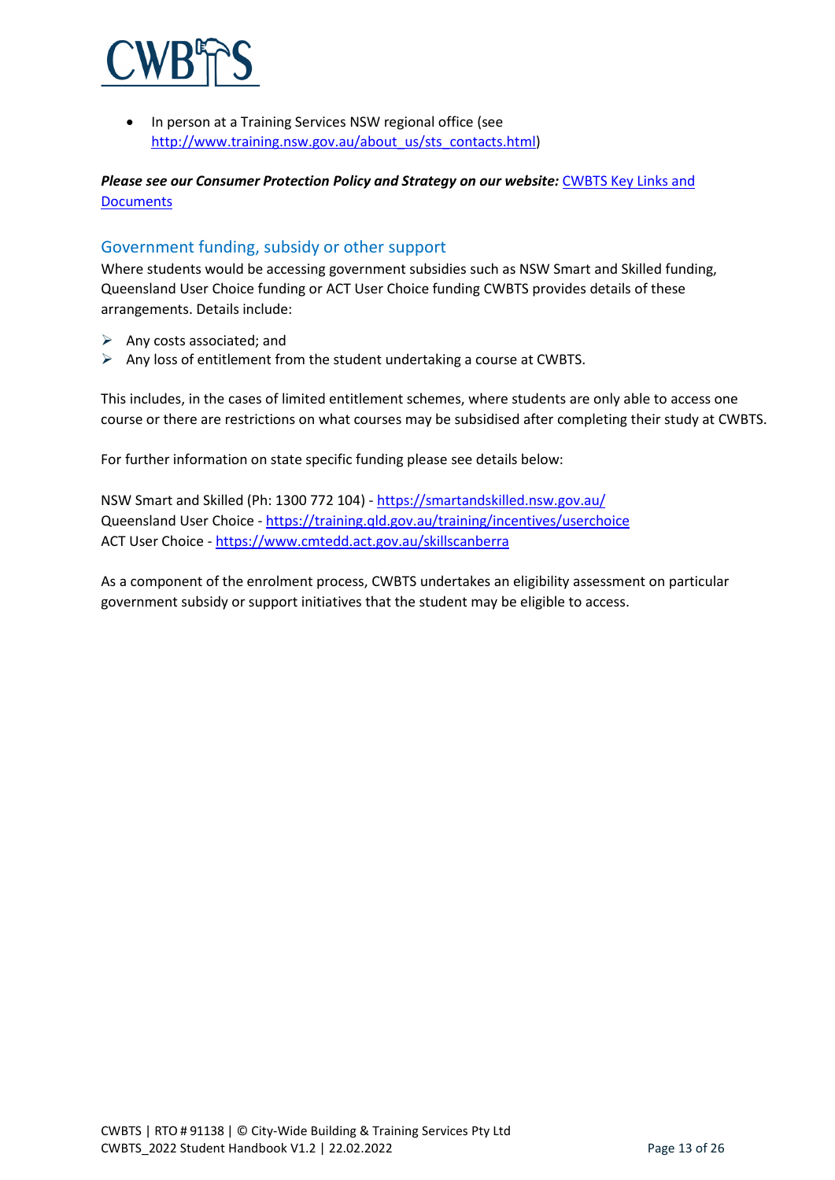- In person at a Training Services NSW regional office (see http://www.training.nsw.gov.au/about_us/sts_contacts.html)

***Please see our Consumer Protection Policy and Strategy on our website:*** [CWBTS Key Links and Documents]()

## Government funding, subsidy or other support

Where students would be accessing government subsidies such as NSW Smart and Skilled funding, Queensland User Choice funding or ACT User Choice funding CWBTS provides details of these arrangements. Details include:

- Any costs associated; and
- Any loss of entitlement from the student undertaking a course at CWBTS.

This includes, in the cases of limited entitlement schemes, where students are only able to access one course or there are restrictions on what courses may be subsidised after completing their study at CWBTS.

For further information on state specific funding please see details below:

NSW Smart and Skilled (Ph: 1300 772 104) - https://smartandskilled.nsw.gov.au/
Queensland User Choice - https://training.qld.gov.au/training/incentives/userchoice
ACT User Choice - https://www.cmtedd.act.gov.au/skillscanberra

As a component of the enrolment process, CWBTS undertakes an eligibility assessment on particular government subsidy or support initiatives that the student may be eligible to access.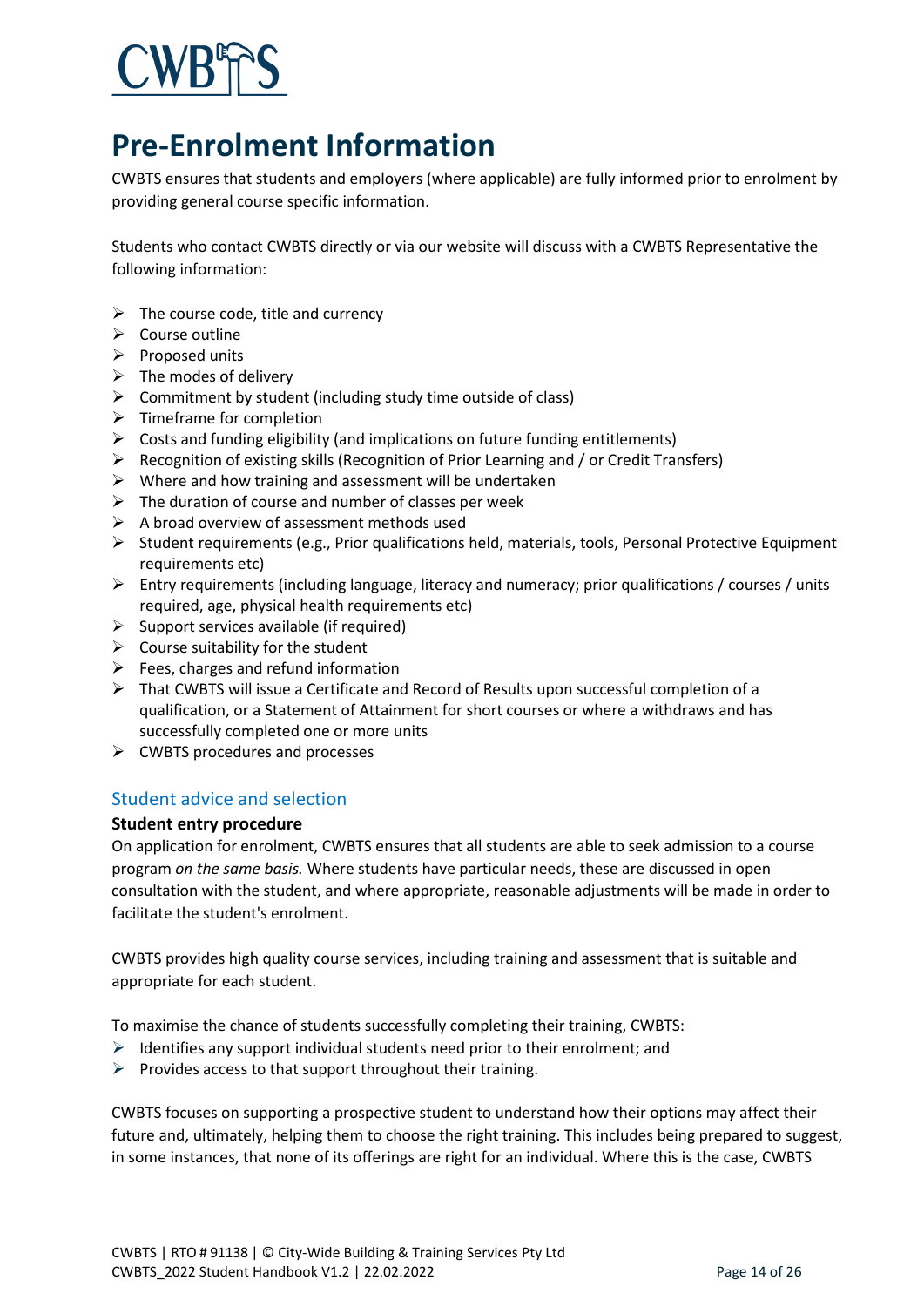# Pre-Enrolment Information

CWBTS ensures that students and employers (where applicable) are fully informed prior to enrolment by providing general course specific information.

Students who contact CWBTS directly or via our website will discuss with a CWBTS Representative the following information:

- The course code, title and currency
- Course outline
- Proposed units
- The modes of delivery
- Commitment by student (including study time outside of class)
- Timeframe for completion
- Costs and funding eligibility (and implications on future funding entitlements)
- Recognition of existing skills (Recognition of Prior Learning and / or Credit Transfers)
- Where and how training and assessment will be undertaken
- The duration of course and number of classes per week
- A broad overview of assessment methods used
- Student requirements (e.g., Prior qualifications held, materials, tools, Personal Protective Equipment requirements etc)
- Entry requirements (including language, literacy and numeracy; prior qualifications / courses / units required, age, physical health requirements etc)
- Support services available (if required)
- Course suitability for the student
- Fees, charges and refund information
- That CWBTS will issue a Certificate and Record of Results upon successful completion of a qualification, or a Statement of Attainment for short courses or where a withdraws and has successfully completed one or more units
- CWBTS procedures and processes

## Student advice and selection

### Student entry procedure

On application for enrolment, CWBTS ensures that all students are able to seek admission to a course program *on the same basis.* Where students have particular needs, these are discussed in open consultation with the student, and where appropriate, reasonable adjustments will be made in order to facilitate the student's enrolment.

CWBTS provides high quality course services, including training and assessment that is suitable and appropriate for each student.

To maximise the chance of students successfully completing their training, CWBTS:

- Identifies any support individual students need prior to their enrolment; and
- Provides access to that support throughout their training.

CWBTS focuses on supporting a prospective student to understand how their options may affect their future and, ultimately, helping them to choose the right training. This includes being prepared to suggest, in some instances, that none of its offerings are right for an individual. Where this is the case, CWBTS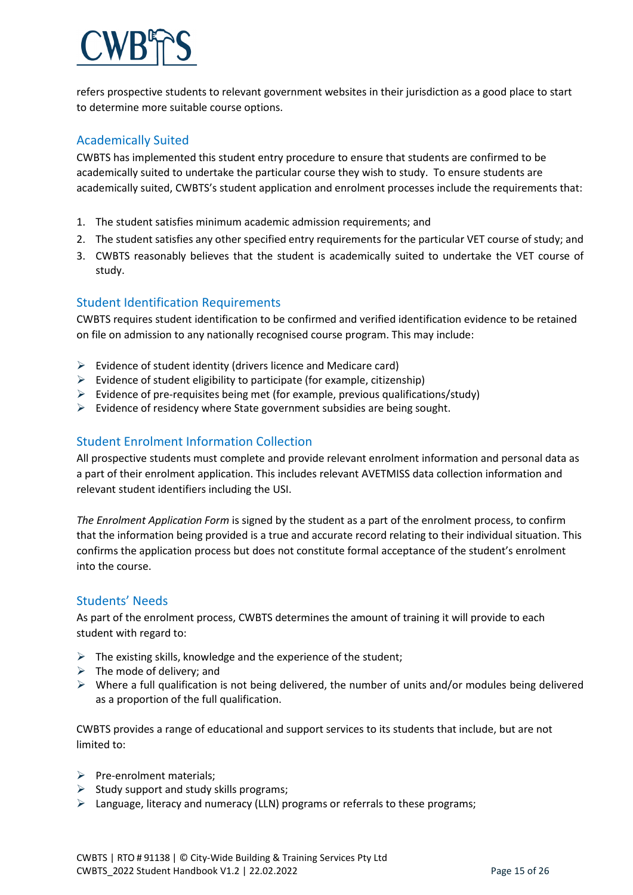refers prospective students to relevant government websites in their jurisdiction as a good place to start to determine more suitable course options.

## Academically Suited

CWBTS has implemented this student entry procedure to ensure that students are confirmed to be academically suited to undertake the particular course they wish to study. To ensure students are academically suited, CWBTS's student application and enrolment processes include the requirements that:

1. The student satisfies minimum academic admission requirements; and
2. The student satisfies any other specified entry requirements for the particular VET course of study; and
3. CWBTS reasonably believes that the student is academically suited to undertake the VET course of study.

## Student Identification Requirements

CWBTS requires student identification to be confirmed and verified identification evidence to be retained on file on admission to any nationally recognised course program. This may include:

- Evidence of student identity (drivers licence and Medicare card)
- Evidence of student eligibility to participate (for example, citizenship)
- Evidence of pre-requisites being met (for example, previous qualifications/study)
- Evidence of residency where State government subsidies are being sought.

## Student Enrolment Information Collection

All prospective students must complete and provide relevant enrolment information and personal data as a part of their enrolment application. This includes relevant AVETMISS data collection information and relevant student identifiers including the USI.

*The Enrolment Application Form* is signed by the student as a part of the enrolment process, to confirm that the information being provided is a true and accurate record relating to their individual situation. This confirms the application process but does not constitute formal acceptance of the student's enrolment into the course.

## Students' Needs

As part of the enrolment process, CWBTS determines the amount of training it will provide to each student with regard to:

- The existing skills, knowledge and the experience of the student;
- The mode of delivery; and
- Where a full qualification is not being delivered, the number of units and/or modules being delivered as a proportion of the full qualification.

CWBTS provides a range of educational and support services to its students that include, but are not limited to:

- Pre-enrolment materials;
- Study support and study skills programs;
- Language, literacy and numeracy (LLN) programs or referrals to these programs;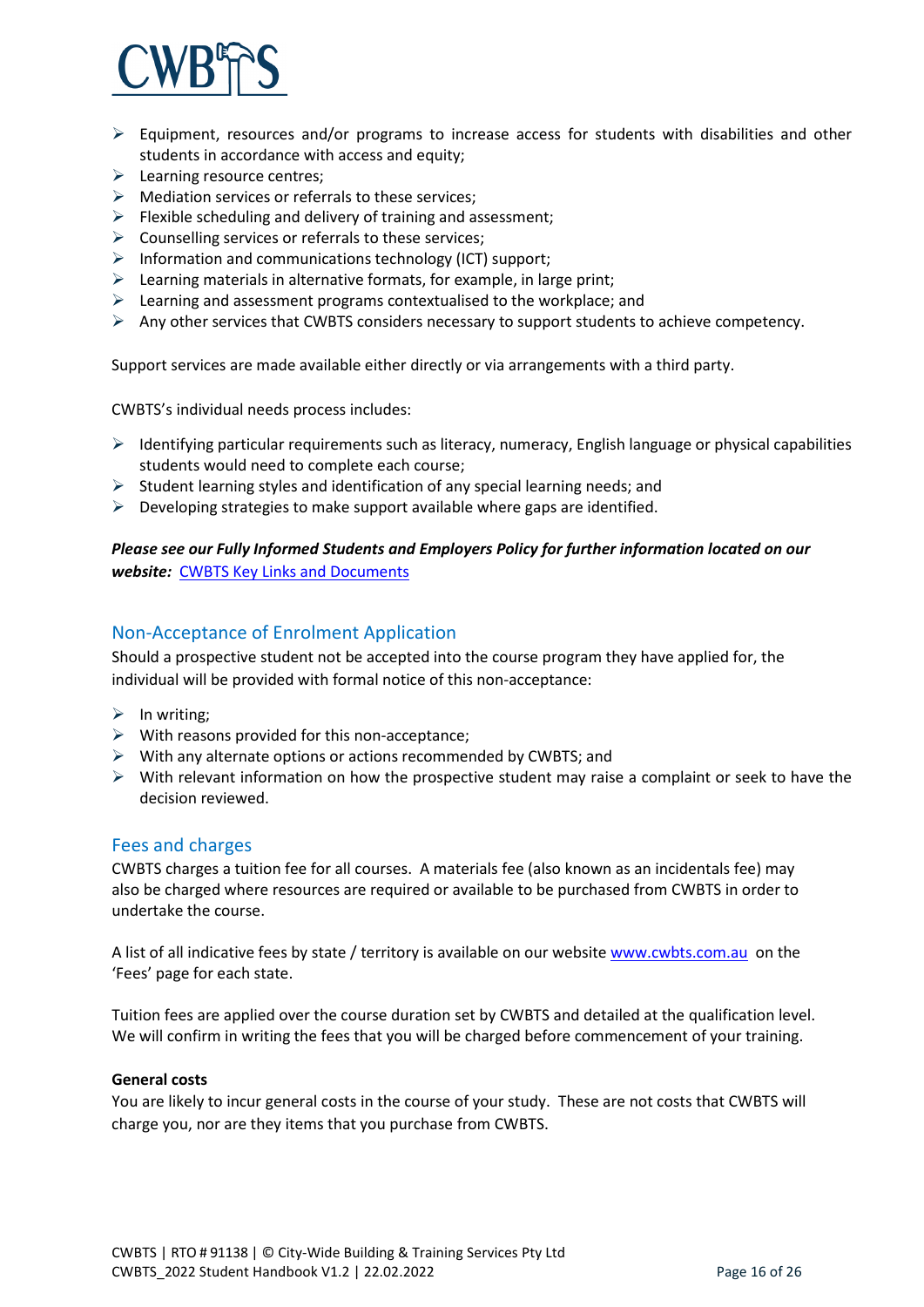- Equipment, resources and/or programs to increase access for students with disabilities and other students in accordance with access and equity;
- Learning resource centres;
- Mediation services or referrals to these services;
- Flexible scheduling and delivery of training and assessment;
- Counselling services or referrals to these services;
- Information and communications technology (ICT) support;
- Learning materials in alternative formats, for example, in large print;
- Learning and assessment programs contextualised to the workplace; and
- Any other services that CWBTS considers necessary to support students to achieve competency.

Support services are made available either directly or via arrangements with a third party.

CWBTS's individual needs process includes:

- Identifying particular requirements such as literacy, numeracy, English language or physical capabilities students would need to complete each course;
- Student learning styles and identification of any special learning needs; and
- Developing strategies to make support available where gaps are identified.

***Please see our Fully Informed Students and Employers Policy for further information located on our website:*** [CWBTS Key Links and Documents]

## Non-Acceptance of Enrolment Application

Should a prospective student not be accepted into the course program they have applied for, the individual will be provided with formal notice of this non-acceptance:

- In writing;
- With reasons provided for this non-acceptance;
- With any alternate options or actions recommended by CWBTS; and
- With relevant information on how the prospective student may raise a complaint or seek to have the decision reviewed.

## Fees and charges

CWBTS charges a tuition fee for all courses. A materials fee (also known as an incidentals fee) may also be charged where resources are required or available to be purchased from CWBTS in order to undertake the course.

A list of all indicative fees by state / territory is available on our website www.cwbts.com.au on the 'Fees' page for each state.

Tuition fees are applied over the course duration set by CWBTS and detailed at the qualification level. We will confirm in writing the fees that you will be charged before commencement of your training.

**General costs**

You are likely to incur general costs in the course of your study. These are not costs that CWBTS will charge you, nor are they items that you purchase from CWBTS.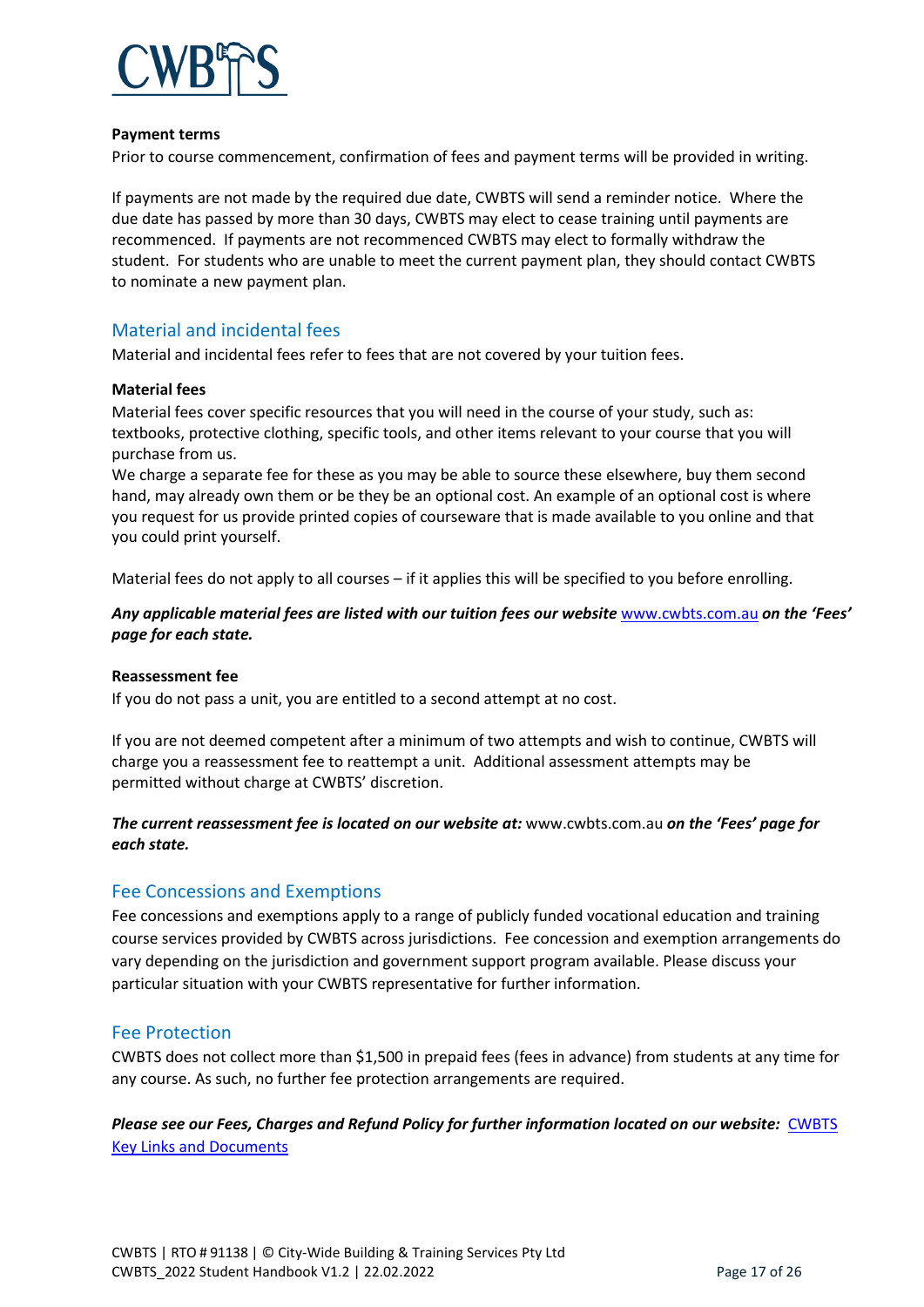**Payment terms**

Prior to course commencement, confirmation of fees and payment terms will be provided in writing.

If payments are not made by the required due date, CWBTS will send a reminder notice. Where the due date has passed by more than 30 days, CWBTS may elect to cease training until payments are recommenced. If payments are not recommenced CWBTS may elect to formally withdraw the student. For students who are unable to meet the current payment plan, they should contact CWBTS to nominate a new payment plan.

## Material and incidental fees

Material and incidental fees refer to fees that are not covered by your tuition fees.

**Material fees**

Material fees cover specific resources that you will need in the course of your study, such as: textbooks, protective clothing, specific tools, and other items relevant to your course that you will purchase from us.

We charge a separate fee for these as you may be able to source these elsewhere, buy them second hand, may already own them or be they be an optional cost. An example of an optional cost is where you request for us provide printed copies of courseware that is made available to you online and that you could print yourself.

Material fees do not apply to all courses – if it applies this will be specified to you before enrolling.

***Any applicable material fees are listed with our tuition fees our website*** [www.cwbts.com.au](http://www.cwbts.com.au) ***on the 'Fees' page for each state.***

**Reassessment fee**

If you do not pass a unit, you are entitled to a second attempt at no cost.

If you are not deemed competent after a minimum of two attempts and wish to continue, CWBTS will charge you a reassessment fee to reattempt a unit. Additional assessment attempts may be permitted without charge at CWBTS' discretion.

***The current reassessment fee is located on our website at:*** www.cwbts.com.au ***on the 'Fees' page for each state.***

## Fee Concessions and Exemptions

Fee concessions and exemptions apply to a range of publicly funded vocational education and training course services provided by CWBTS across jurisdictions. Fee concession and exemption arrangements do vary depending on the jurisdiction and government support program available. Please discuss your particular situation with your CWBTS representative for further information.

## Fee Protection

CWBTS does not collect more than $1,500 in prepaid fees (fees in advance) from students at any time for any course. As such, no further fee protection arrangements are required.

***Please see our Fees, Charges and Refund Policy for further information located on our website:*** [CWBTS Key Links and Documents]()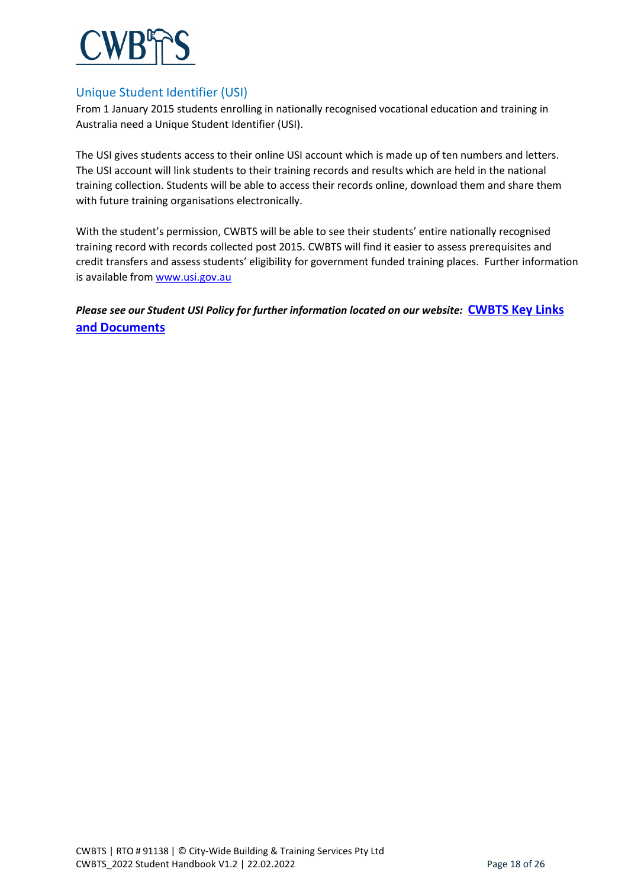## Unique Student Identifier (USI)

From 1 January 2015 students enrolling in nationally recognised vocational education and training in Australia need a Unique Student Identifier (USI).

The USI gives students access to their online USI account which is made up of ten numbers and letters. The USI account will link students to their training records and results which are held in the national training collection. Students will be able to access their records online, download them and share them with future training organisations electronically.

With the student's permission, CWBTS will be able to see their students' entire nationally recognised training record with records collected post 2015. CWBTS will find it easier to assess prerequisites and credit transfers and assess students' eligibility for government funded training places. Further information is available from www.usi.gov.au

***Please see our Student USI Policy for further information located on our website:*** **CWBTS Key Links and Documents**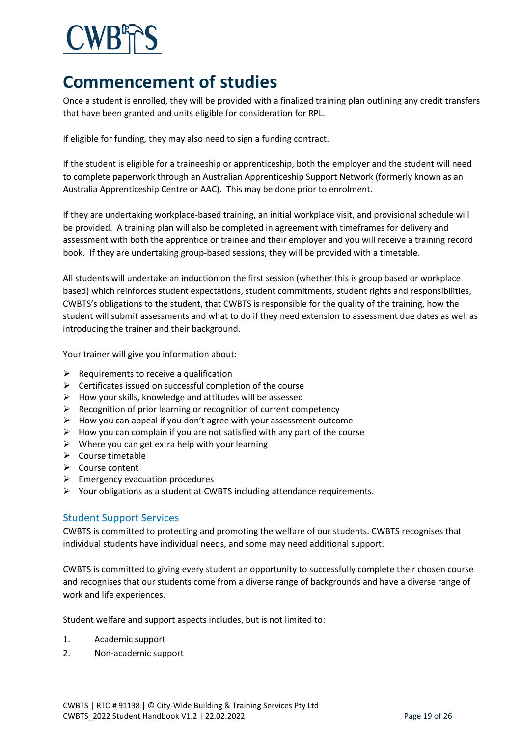# Commencement of studies

Once a student is enrolled, they will be provided with a finalized training plan outlining any credit transfers that have been granted and units eligible for consideration for RPL.

If eligible for funding, they may also need to sign a funding contract.

If the student is eligible for a traineeship or apprenticeship, both the employer and the student will need to complete paperwork through an Australian Apprenticeship Support Network (formerly known as an Australia Apprenticeship Centre or AAC). This may be done prior to enrolment.

If they are undertaking workplace-based training, an initial workplace visit, and provisional schedule will be provided. A training plan will also be completed in agreement with timeframes for delivery and assessment with both the apprentice or trainee and their employer and you will receive a training record book. If they are undertaking group-based sessions, they will be provided with a timetable.

All students will undertake an induction on the first session (whether this is group based or workplace based) which reinforces student expectations, student commitments, student rights and responsibilities, CWBTS's obligations to the student, that CWBTS is responsible for the quality of the training, how the student will submit assessments and what to do if they need extension to assessment due dates as well as introducing the trainer and their background.

Your trainer will give you information about:

- Requirements to receive a qualification
- Certificates issued on successful completion of the course
- How your skills, knowledge and attitudes will be assessed
- Recognition of prior learning or recognition of current competency
- How you can appeal if you don't agree with your assessment outcome
- How you can complain if you are not satisfied with any part of the course
- Where you can get extra help with your learning
- Course timetable
- Course content
- Emergency evacuation procedures
- Your obligations as a student at CWBTS including attendance requirements.

## Student Support Services

CWBTS is committed to protecting and promoting the welfare of our students. CWBTS recognises that individual students have individual needs, and some may need additional support.

CWBTS is committed to giving every student an opportunity to successfully complete their chosen course and recognises that our students come from a diverse range of backgrounds and have a diverse range of work and life experiences.

Student welfare and support aspects includes, but is not limited to:

1. Academic support
2. Non-academic support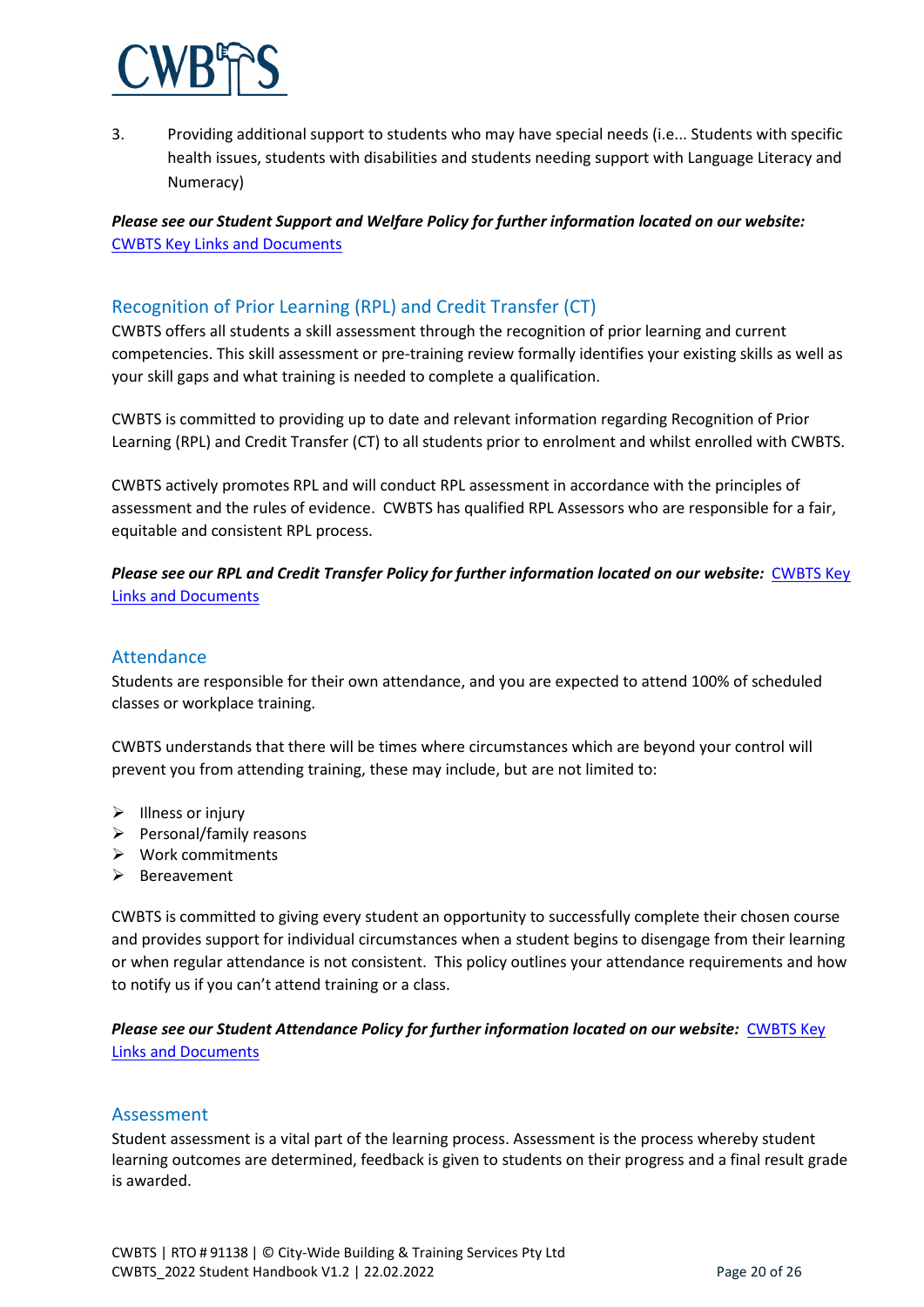3. Providing additional support to students who may have special needs (i.e... Students with specific health issues, students with disabilities and students needing support with Language Literacy and Numeracy)

***Please see our Student Support and Welfare Policy for further information located on our website:*** [CWBTS Key Links and Documents]()

## Recognition of Prior Learning (RPL) and Credit Transfer (CT)

CWBTS offers all students a skill assessment through the recognition of prior learning and current competencies. This skill assessment or pre-training review formally identifies your existing skills as well as your skill gaps and what training is needed to complete a qualification.

CWBTS is committed to providing up to date and relevant information regarding Recognition of Prior Learning (RPL) and Credit Transfer (CT) to all students prior to enrolment and whilst enrolled with CWBTS.

CWBTS actively promotes RPL and will conduct RPL assessment in accordance with the principles of assessment and the rules of evidence. CWBTS has qualified RPL Assessors who are responsible for a fair, equitable and consistent RPL process.

***Please see our RPL and Credit Transfer Policy for further information located on our website:*** [CWBTS Key Links and Documents]()

## Attendance

Students are responsible for their own attendance, and you are expected to attend 100% of scheduled classes or workplace training.

CWBTS understands that there will be times where circumstances which are beyond your control will prevent you from attending training, these may include, but are not limited to:

- Illness or injury
- Personal/family reasons
- Work commitments
- Bereavement

CWBTS is committed to giving every student an opportunity to successfully complete their chosen course and provides support for individual circumstances when a student begins to disengage from their learning or when regular attendance is not consistent. This policy outlines your attendance requirements and how to notify us if you can't attend training or a class.

***Please see our Student Attendance Policy for further information located on our website:*** [CWBTS Key Links and Documents]()

## Assessment

Student assessment is a vital part of the learning process. Assessment is the process whereby student learning outcomes are determined, feedback is given to students on their progress and a final result grade is awarded.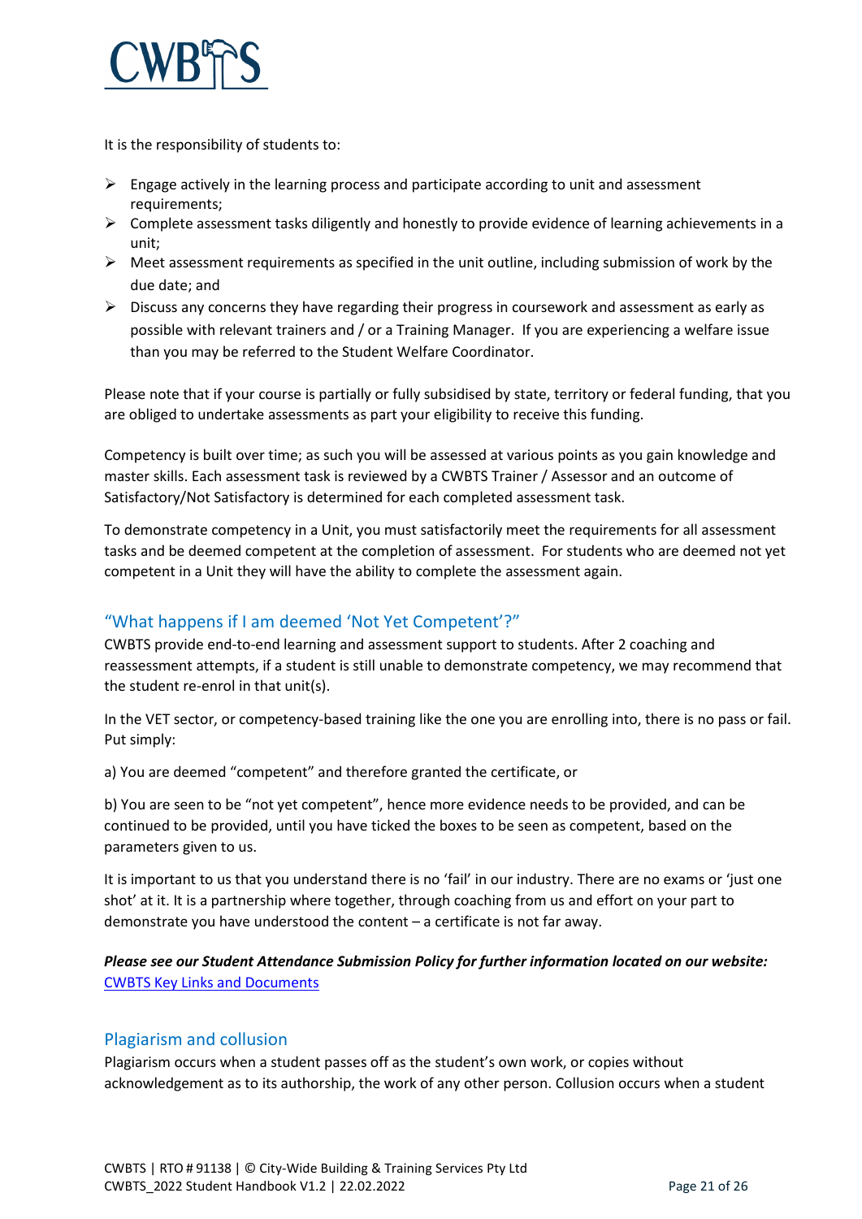It is the responsibility of students to:

- Engage actively in the learning process and participate according to unit and assessment requirements;
- Complete assessment tasks diligently and honestly to provide evidence of learning achievements in a unit;
- Meet assessment requirements as specified in the unit outline, including submission of work by the due date; and
- Discuss any concerns they have regarding their progress in coursework and assessment as early as possible with relevant trainers and / or a Training Manager. If you are experiencing a welfare issue than you may be referred to the Student Welfare Coordinator.

Please note that if your course is partially or fully subsidised by state, territory or federal funding, that you are obliged to undertake assessments as part your eligibility to receive this funding.

Competency is built over time; as such you will be assessed at various points as you gain knowledge and master skills. Each assessment task is reviewed by a CWBTS Trainer / Assessor and an outcome of Satisfactory/Not Satisfactory is determined for each completed assessment task.

To demonstrate competency in a Unit, you must satisfactorily meet the requirements for all assessment tasks and be deemed competent at the completion of assessment. For students who are deemed not yet competent in a Unit they will have the ability to complete the assessment again.

## "What happens if I am deemed 'Not Yet Competent'?"

CWBTS provide end-to-end learning and assessment support to students. After 2 coaching and reassessment attempts, if a student is still unable to demonstrate competency, we may recommend that the student re-enrol in that unit(s).

In the VET sector, or competency-based training like the one you are enrolling into, there is no pass or fail. Put simply:

a) You are deemed "competent" and therefore granted the certificate, or

b) You are seen to be "not yet competent", hence more evidence needs to be provided, and can be continued to be provided, until you have ticked the boxes to be seen as competent, based on the parameters given to us.

It is important to us that you understand there is no 'fail' in our industry. There are no exams or 'just one shot' at it. It is a partnership where together, through coaching from us and effort on your part to demonstrate you have understood the content – a certificate is not far away.

***Please see our Student Attendance Submission Policy for further information located on our website:***
[CWBTS Key Links and Documents]

## Plagiarism and collusion

Plagiarism occurs when a student passes off as the student's own work, or copies without acknowledgement as to its authorship, the work of any other person. Collusion occurs when a student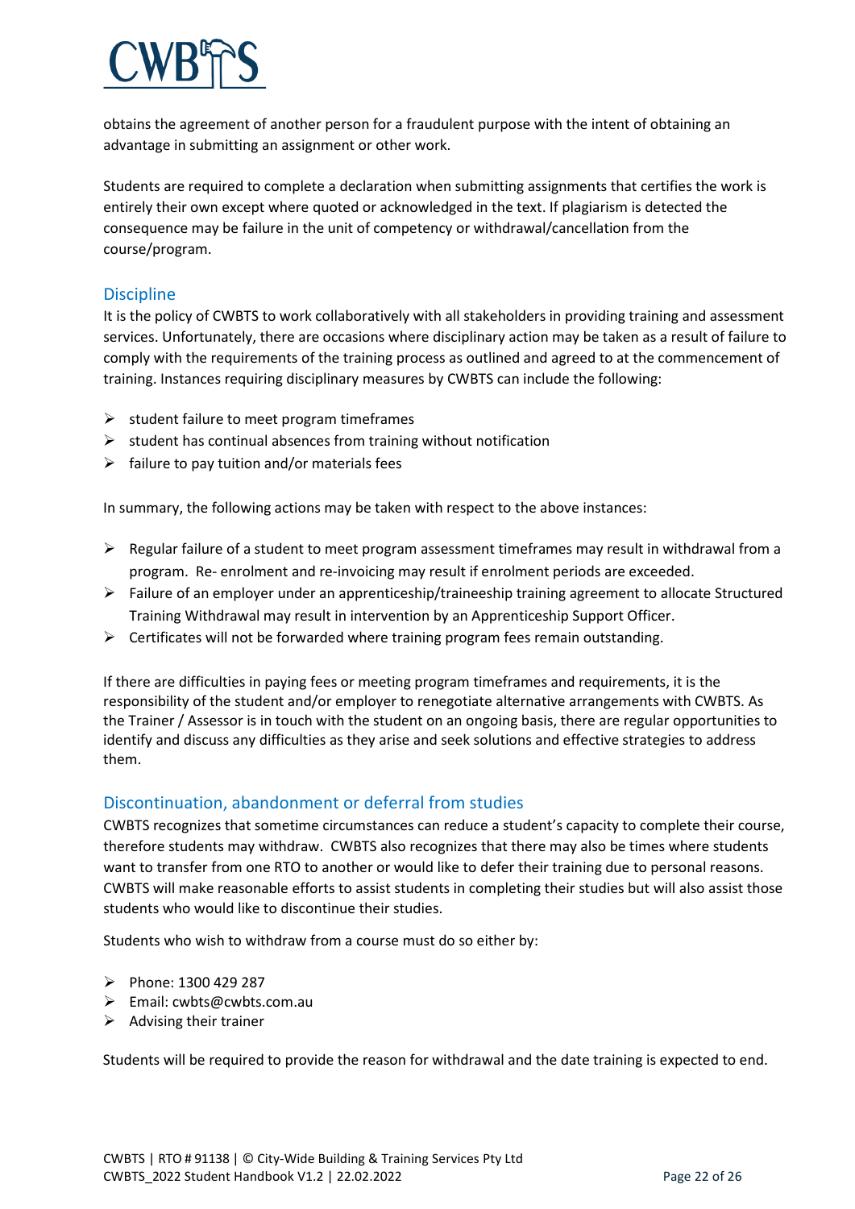obtains the agreement of another person for a fraudulent purpose with the intent of obtaining an advantage in submitting an assignment or other work.

Students are required to complete a declaration when submitting assignments that certifies the work is entirely their own except where quoted or acknowledged in the text. If plagiarism is detected the consequence may be failure in the unit of competency or withdrawal/cancellation from the course/program.

## Discipline

It is the policy of CWBTS to work collaboratively with all stakeholders in providing training and assessment services. Unfortunately, there are occasions where disciplinary action may be taken as a result of failure to comply with the requirements of the training process as outlined and agreed to at the commencement of training. Instances requiring disciplinary measures by CWBTS can include the following:

- student failure to meet program timeframes
- student has continual absences from training without notification
- failure to pay tuition and/or materials fees

In summary, the following actions may be taken with respect to the above instances:

- Regular failure of a student to meet program assessment timeframes may result in withdrawal from a program. Re- enrolment and re-invoicing may result if enrolment periods are exceeded.
- Failure of an employer under an apprenticeship/traineeship training agreement to allocate Structured Training Withdrawal may result in intervention by an Apprenticeship Support Officer.
- Certificates will not be forwarded where training program fees remain outstanding.

If there are difficulties in paying fees or meeting program timeframes and requirements, it is the responsibility of the student and/or employer to renegotiate alternative arrangements with CWBTS. As the Trainer / Assessor is in touch with the student on an ongoing basis, there are regular opportunities to identify and discuss any difficulties as they arise and seek solutions and effective strategies to address them.

## Discontinuation, abandonment or deferral from studies

CWBTS recognizes that sometime circumstances can reduce a student's capacity to complete their course, therefore students may withdraw. CWBTS also recognizes that there may also be times where students want to transfer from one RTO to another or would like to defer their training due to personal reasons. CWBTS will make reasonable efforts to assist students in completing their studies but will also assist those students who would like to discontinue their studies.

Students who wish to withdraw from a course must do so either by:

- Phone: 1300 429 287
- Email: cwbts@cwbts.com.au
- Advising their trainer

Students will be required to provide the reason for withdrawal and the date training is expected to end.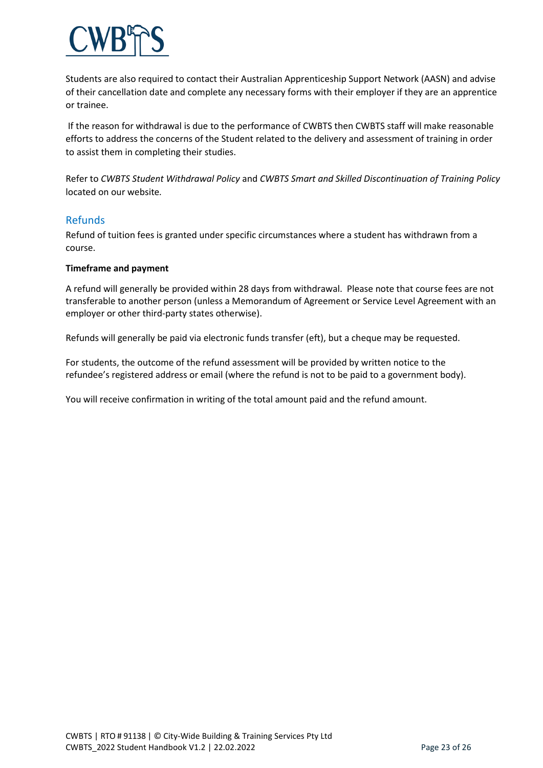Students are also required to contact their Australian Apprenticeship Support Network (AASN) and advise of their cancellation date and complete any necessary forms with their employer if they are an apprentice or trainee.

If the reason for withdrawal is due to the performance of CWBTS then CWBTS staff will make reasonable efforts to address the concerns of the Student related to the delivery and assessment of training in order to assist them in completing their studies.

Refer to *CWBTS Student Withdrawal Policy* and *CWBTS Smart and Skilled Discontinuation of Training Policy* located on our website.

## Refunds

Refund of tuition fees is granted under specific circumstances where a student has withdrawn from a course.

**Timeframe and payment**

A refund will generally be provided within 28 days from withdrawal. Please note that course fees are not transferable to another person (unless a Memorandum of Agreement or Service Level Agreement with an employer or other third-party states otherwise).

Refunds will generally be paid via electronic funds transfer (eft), but a cheque may be requested.

For students, the outcome of the refund assessment will be provided by written notice to the refundee's registered address or email (where the refund is not to be paid to a government body).

You will receive confirmation in writing of the total amount paid and the refund amount.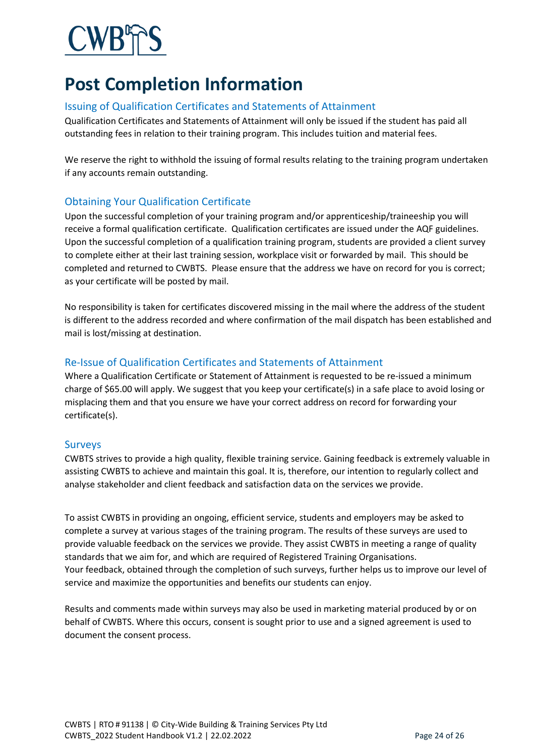# Post Completion Information

## Issuing of Qualification Certificates and Statements of Attainment

Qualification Certificates and Statements of Attainment will only be issued if the student has paid all outstanding fees in relation to their training program. This includes tuition and material fees.

We reserve the right to withhold the issuing of formal results relating to the training program undertaken if any accounts remain outstanding.

## Obtaining Your Qualification Certificate

Upon the successful completion of your training program and/or apprenticeship/traineeship you will receive a formal qualification certificate. Qualification certificates are issued under the AQF guidelines. Upon the successful completion of a qualification training program, students are provided a client survey to complete either at their last training session, workplace visit or forwarded by mail. This should be completed and returned to CWBTS. Please ensure that the address we have on record for you is correct; as your certificate will be posted by mail.

No responsibility is taken for certificates discovered missing in the mail where the address of the student is different to the address recorded and where confirmation of the mail dispatch has been established and mail is lost/missing at destination.

## Re-Issue of Qualification Certificates and Statements of Attainment

Where a Qualification Certificate or Statement of Attainment is requested to be re-issued a minimum charge of $65.00 will apply. We suggest that you keep your certificate(s) in a safe place to avoid losing or misplacing them and that you ensure we have your correct address on record for forwarding your certificate(s).

## Surveys

CWBTS strives to provide a high quality, flexible training service. Gaining feedback is extremely valuable in assisting CWBTS to achieve and maintain this goal. It is, therefore, our intention to regularly collect and analyse stakeholder and client feedback and satisfaction data on the services we provide.

To assist CWBTS in providing an ongoing, efficient service, students and employers may be asked to complete a survey at various stages of the training program. The results of these surveys are used to provide valuable feedback on the services we provide. They assist CWBTS in meeting a range of quality standards that we aim for, and which are required of Registered Training Organisations.
Your feedback, obtained through the completion of such surveys, further helps us to improve our level of service and maximize the opportunities and benefits our students can enjoy.

Results and comments made within surveys may also be used in marketing material produced by or on behalf of CWBTS. Where this occurs, consent is sought prior to use and a signed agreement is used to document the consent process.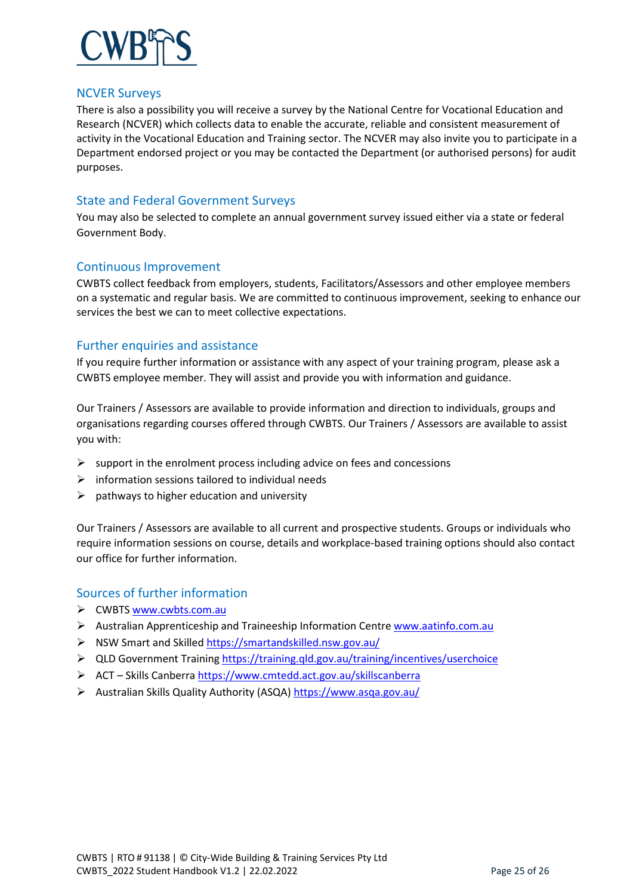## NCVER Surveys

There is also a possibility you will receive a survey by the National Centre for Vocational Education and Research (NCVER) which collects data to enable the accurate, reliable and consistent measurement of activity in the Vocational Education and Training sector. The NCVER may also invite you to participate in a Department endorsed project or you may be contacted the Department (or authorised persons) for audit purposes.

## State and Federal Government Surveys

You may also be selected to complete an annual government survey issued either via a state or federal Government Body.

## Continuous Improvement

CWBTS collect feedback from employers, students, Facilitators/Assessors and other employee members on a systematic and regular basis. We are committed to continuous improvement, seeking to enhance our services the best we can to meet collective expectations.

## Further enquiries and assistance

If you require further information or assistance with any aspect of your training program, please ask a CWBTS employee member. They will assist and provide you with information and guidance.

Our Trainers / Assessors are available to provide information and direction to individuals, groups and organisations regarding courses offered through CWBTS. Our Trainers / Assessors are available to assist you with:

- support in the enrolment process including advice on fees and concessions
- information sessions tailored to individual needs
- pathways to higher education and university

Our Trainers / Assessors are available to all current and prospective students. Groups or individuals who require information sessions on course, details and workplace-based training options should also contact our office for further information.

## Sources of further information

- CWBTS www.cwbts.com.au
- Australian Apprenticeship and Traineeship Information Centre www.aatinfo.com.au
- NSW Smart and Skilled https://smartandskilled.nsw.gov.au/
- QLD Government Training https://training.qld.gov.au/training/incentives/userchoice
- ACT – Skills Canberra https://www.cmtedd.act.gov.au/skillscanberra
- Australian Skills Quality Authority (ASQA) https://www.asqa.gov.au/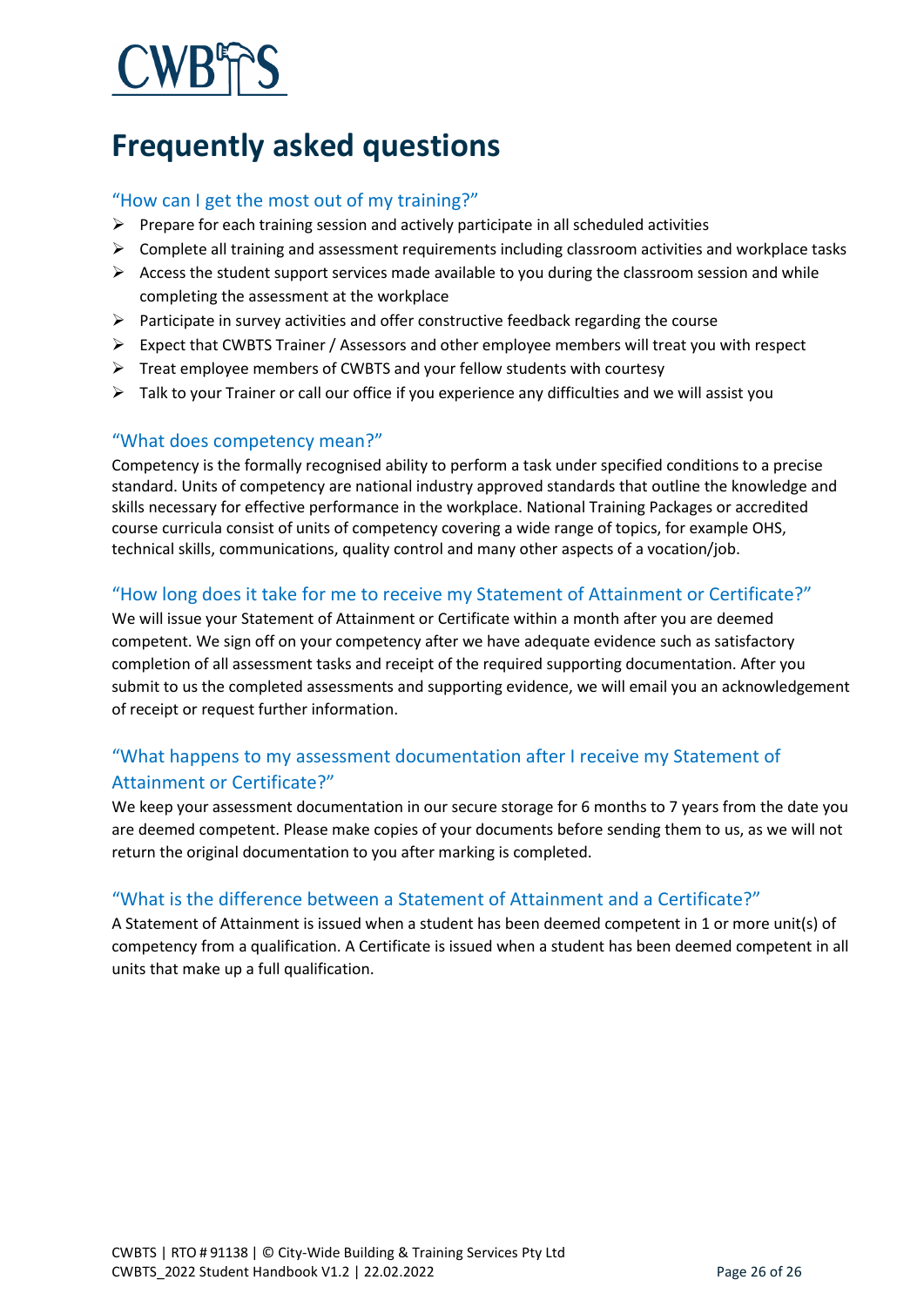# Frequently asked questions

## "How can I get the most out of my training?"

- Prepare for each training session and actively participate in all scheduled activities
- Complete all training and assessment requirements including classroom activities and workplace tasks
- Access the student support services made available to you during the classroom session and while completing the assessment at the workplace
- Participate in survey activities and offer constructive feedback regarding the course
- Expect that CWBTS Trainer / Assessors and other employee members will treat you with respect
- Treat employee members of CWBTS and your fellow students with courtesy
- Talk to your Trainer or call our office if you experience any difficulties and we will assist you

## "What does competency mean?"

Competency is the formally recognised ability to perform a task under specified conditions to a precise standard. Units of competency are national industry approved standards that outline the knowledge and skills necessary for effective performance in the workplace. National Training Packages or accredited course curricula consist of units of competency covering a wide range of topics, for example OHS, technical skills, communications, quality control and many other aspects of a vocation/job.

## "How long does it take for me to receive my Statement of Attainment or Certificate?"

We will issue your Statement of Attainment or Certificate within a month after you are deemed competent. We sign off on your competency after we have adequate evidence such as satisfactory completion of all assessment tasks and receipt of the required supporting documentation. After you submit to us the completed assessments and supporting evidence, we will email you an acknowledgement of receipt or request further information.

## "What happens to my assessment documentation after I receive my Statement of Attainment or Certificate?"

We keep your assessment documentation in our secure storage for 6 months to 7 years from the date you are deemed competent. Please make copies of your documents before sending them to us, as we will not return the original documentation to you after marking is completed.

## "What is the difference between a Statement of Attainment and a Certificate?"

A Statement of Attainment is issued when a student has been deemed competent in 1 or more unit(s) of competency from a qualification. A Certificate is issued when a student has been deemed competent in all units that make up a full qualification.